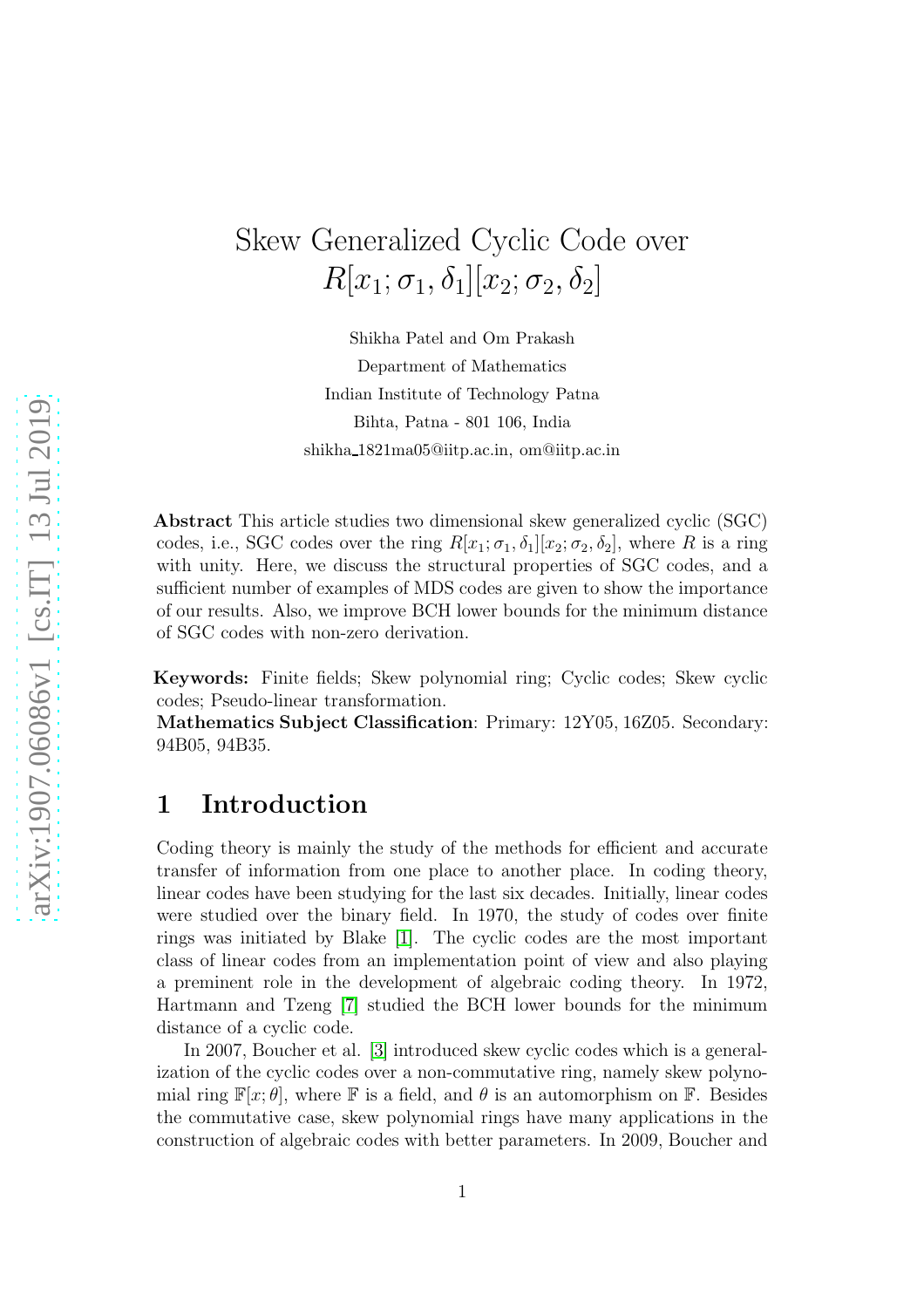# Skew Generalized Cyclic Code over $R[x_1; \sigma_1, \delta_1][x_2; \sigma_2, \delta_2]$

Shikha Patel and Om Prakash
Department of Mathematics
Indian Institute of Technology Patna
Bihta, Patna - 801 106, India
shikha_1821ma05@iitp.ac.in, om@iitp.ac.in

**Abstract** This article studies two dimensional skew generalized cyclic (SGC) codes, i.e., SGC codes over the ring $R[x_1; \sigma_1, \delta_1][x_2; \sigma_2, \delta_2]$, where $R$ is a ring with unity. Here, we discuss the structural properties of SGC codes, and a sufficient number of examples of MDS codes are given to show the importance of our results. Also, we improve BCH lower bounds for the minimum distance of SGC codes with non-zero derivation.

**Keywords:** Finite fields; Skew polynomial ring; Cyclic codes; Skew cyclic codes; Pseudo-linear transformation.

**Mathematics Subject Classification**: Primary: 12Y05, 16Z05. Secondary: 94B05, 94B35.

## 1 Introduction

Coding theory is mainly the study of the methods for efficient and accurate transfer of information from one place to another place. In coding theory, linear codes have been studying for the last six decades. Initially, linear codes were studied over the binary field. In 1970, the study of codes over finite rings was initiated by Blake [1]. The cyclic codes are the most important class of linear codes from an implementation point of view and also playing a preminent role in the development of algebraic coding theory. In 1972, Hartmann and Tzeng [7] studied the BCH lower bounds for the minimum distance of a cyclic code.

In 2007, Boucher et al. [3] introduced skew cyclic codes which is a generalization of the cyclic codes over a non-commutative ring, namely skew polynomial ring $\mathbb{F}[x; \theta]$, where $\mathbb{F}$ is a field, and $\theta$ is an automorphism on $\mathbb{F}$. Besides the commutative case, skew polynomial rings have many applications in the construction of algebraic codes with better parameters. In 2009, Boucher and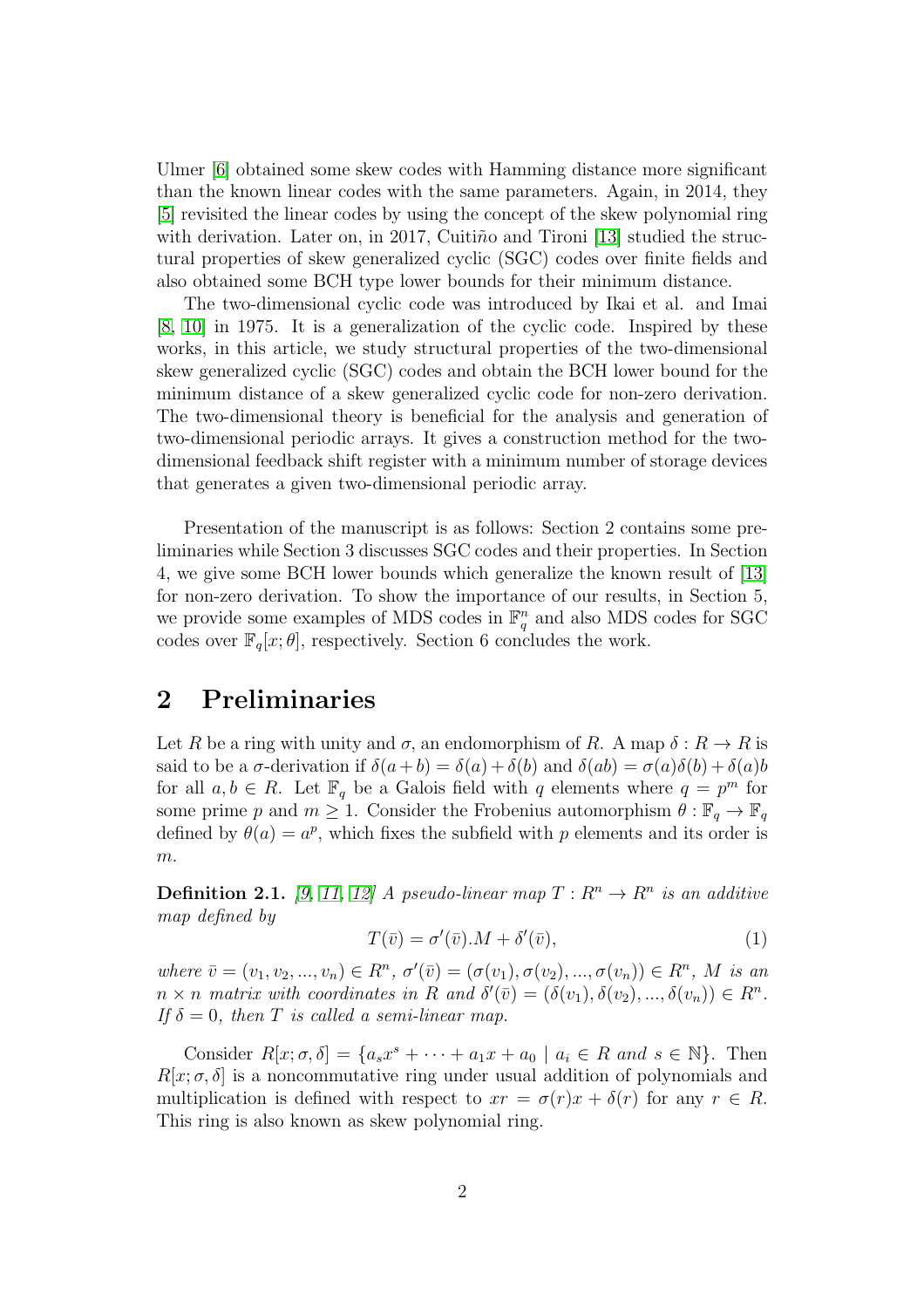Ulmer [6] obtained some skew codes with Hamming distance more significant than the known linear codes with the same parameters. Again, in 2014, they [5] revisited the linear codes by using the concept of the skew polynomial ring with derivation. Later on, in 2017, Cuitiño and Tironi [13] studied the structural properties of skew generalized cyclic (SGC) codes over finite fields and also obtained some BCH type lower bounds for their minimum distance.

The two-dimensional cyclic code was introduced by Ikai et al. and Imai [8, 10] in 1975. It is a generalization of the cyclic code. Inspired by these works, in this article, we study structural properties of the two-dimensional skew generalized cyclic (SGC) codes and obtain the BCH lower bound for the minimum distance of a skew generalized cyclic code for non-zero derivation. The two-dimensional theory is beneficial for the analysis and generation of two-dimensional periodic arrays. It gives a construction method for the two-dimensional feedback shift register with a minimum number of storage devices that generates a given two-dimensional periodic array.

Presentation of the manuscript is as follows: Section 2 contains some preliminaries while Section 3 discusses SGC codes and their properties. In Section 4, we give some BCH lower bounds which generalize the known result of [13] for non-zero derivation. To show the importance of our results, in Section 5, we provide some examples of MDS codes in $\mathbb{F}_q^n$ and also MDS codes for SGC codes over $\mathbb{F}_q[x;\theta]$, respectively. Section 6 concludes the work.

## 2 Preliminaries

Let $R$ be a ring with unity and $\sigma$, an endomorphism of $R$. A map $\delta : R \to R$ is said to be a $\sigma$-derivation if $\delta(a+b) = \delta(a) + \delta(b)$ and $\delta(ab) = \sigma(a)\delta(b) + \delta(a)b$ for all $a, b \in R$. Let $\mathbb{F}_q$ be a Galois field with $q$ elements where $q = p^m$ for some prime $p$ and $m \geq 1$. Consider the Frobenius automorphism $\theta : \mathbb{F}_q \to \mathbb{F}_q$ defined by $\theta(a) = a^p$, which fixes the subfield with $p$ elements and its order is $m$.

**Definition 2.1.** *[9, 11, 12] A pseudo-linear map $T : R^n \to R^n$ is an additive map defined by*

$$T(\bar{v}) = \sigma'(\bar{v}).M + \delta'(\bar{v}), \tag{1}$$

*where $\bar{v} = (v_1, v_2, ..., v_n) \in R^n$, $\sigma'(\bar{v}) = (\sigma(v_1), \sigma(v_2), ..., \sigma(v_n)) \in R^n$, $M$ is an $n \times n$ matrix with coordinates in $R$ and $\delta'(\bar{v}) = (\delta(v_1), \delta(v_2), ..., \delta(v_n)) \in R^n$. If $\delta = 0$, then $T$ is called a semi-linear map.*

Consider $R[x; \sigma, \delta] = \{a_s x^s + \cdots + a_1 x + a_0 \mid a_i \in R \text{ and } s \in \mathbb{N}\}$. Then $R[x; \sigma, \delta]$ is a noncommutative ring under usual addition of polynomials and multiplication is defined with respect to $xr = \sigma(r)x + \delta(r)$ for any $r \in R$. This ring is also known as skew polynomial ring.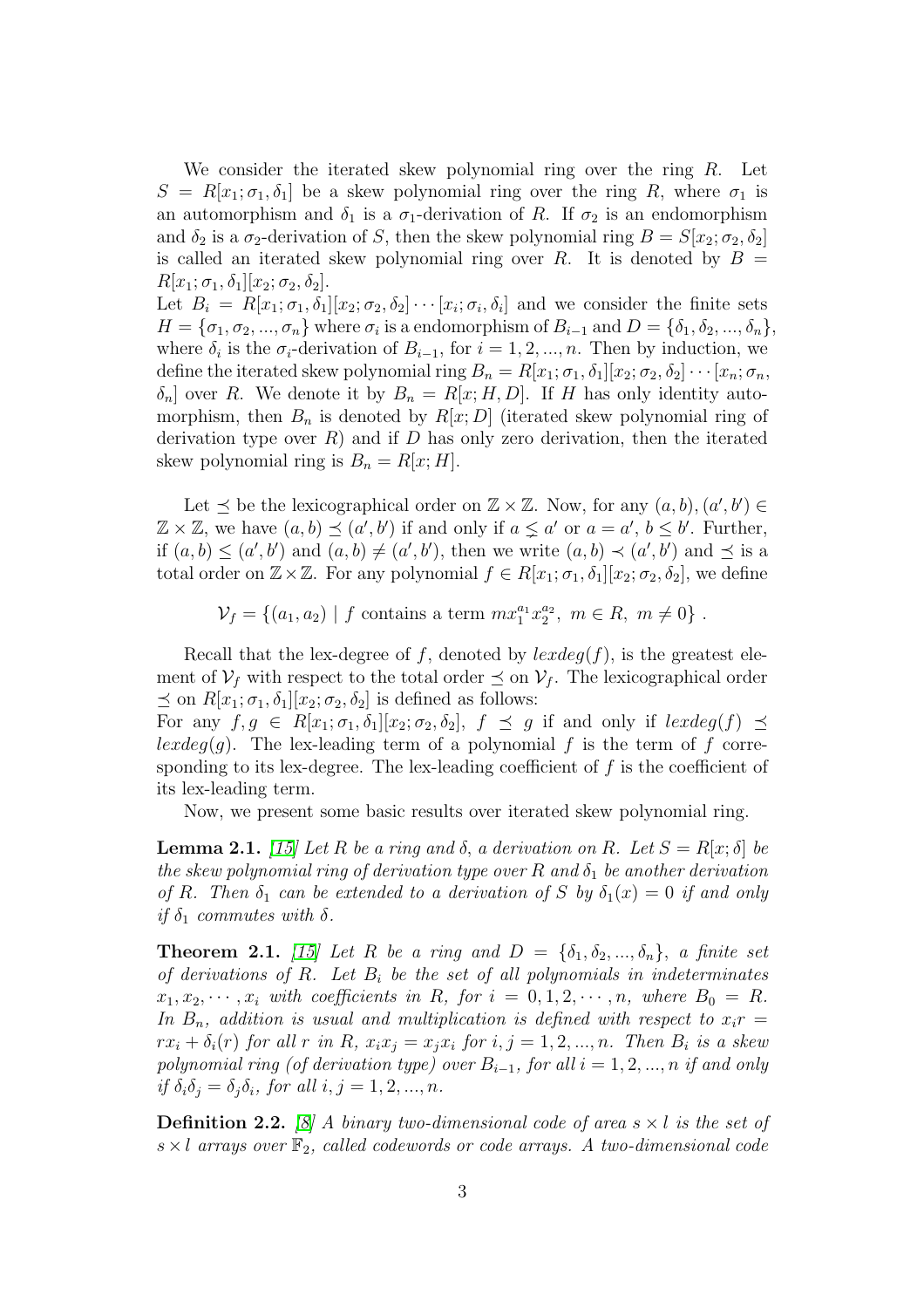We consider the iterated skew polynomial ring over the ring $R$. Let $S = R[x_1; \sigma_1, \delta_1]$ be a skew polynomial ring over the ring $R$, where $\sigma_1$ is an automorphism and $\delta_1$ is a $\sigma_1$-derivation of $R$. If $\sigma_2$ is an endomorphism and $\delta_2$ is a $\sigma_2$-derivation of $S$, then the skew polynomial ring $B = S[x_2; \sigma_2, \delta_2]$ is called an iterated skew polynomial ring over $R$. It is denoted by $B = R[x_1; \sigma_1, \delta_1][x_2; \sigma_2, \delta_2]$.

Let $B_i = R[x_1; \sigma_1, \delta_1][x_2; \sigma_2, \delta_2] \cdots [x_i; \sigma_i, \delta_i]$ and we consider the finite sets $H = \{\sigma_1, \sigma_2, ..., \sigma_n\}$ where $\sigma_i$ is a endomorphism of $B_{i-1}$ and $D = \{\delta_1, \delta_2, ..., \delta_n\}$, where $\delta_i$ is the $\sigma_i$-derivation of $B_{i-1}$, for $i = 1, 2, ..., n$. Then by induction, we define the iterated skew polynomial ring $B_n = R[x_1; \sigma_1, \delta_1][x_2; \sigma_2, \delta_2] \cdots [x_n; \sigma_n, \delta_n]$ over $R$. We denote it by $B_n = R[x; H, D]$. If $H$ has only identity automorphism, then $B_n$ is denoted by $R[x; D]$ (iterated skew polynomial ring of derivation type over $R$) and if $D$ has only zero derivation, then the iterated skew polynomial ring is $B_n = R[x; H]$.

Let $\preceq$ be the lexicographical order on $\mathbb{Z} \times \mathbb{Z}$. Now, for any $(a, b), (a', b') \in \mathbb{Z} \times \mathbb{Z}$, we have $(a, b) \preceq (a', b')$ if and only if $a \lneq a'$ or $a = a'$, $b \leq b'$. Further, if $(a, b) \leq (a', b')$ and $(a, b) \neq (a', b')$, then we write $(a, b) \prec (a', b')$ and $\preceq$ is a total order on $\mathbb{Z} \times \mathbb{Z}$. For any polynomial $f \in R[x_1; \sigma_1, \delta_1][x_2; \sigma_2, \delta_2]$, we define

$$\mathcal{V}_f = \{(a_1, a_2) \mid f \text{ contains a term } m x_1^{a_1} x_2^{a_2},\ m \in R,\ m \neq 0\}\ .$$

Recall that the lex-degree of $f$, denoted by $lexdeg(f)$, is the greatest element of $\mathcal{V}_f$ with respect to the total order $\preceq$ on $\mathcal{V}_f$. The lexicographical order $\preceq$ on $R[x_1; \sigma_1, \delta_1][x_2; \sigma_2, \delta_2]$ is defined as follows:
For any $f, g \in R[x_1; \sigma_1, \delta_1][x_2; \sigma_2, \delta_2]$, $f \preceq g$ if and only if $lexdeg(f) \preceq lexdeg(g)$. The lex-leading term of a polynomial $f$ is the term of $f$ corresponding to its lex-degree. The lex-leading coefficient of $f$ is the coefficient of its lex-leading term.

Now, we present some basic results over iterated skew polynomial ring.

**Lemma 2.1.** *[15] Let $R$ be a ring and $\delta$, a derivation on $R$. Let $S = R[x; \delta]$ be the skew polynomial ring of derivation type over $R$ and $\delta_1$ be another derivation of $R$. Then $\delta_1$ can be extended to a derivation of $S$ by $\delta_1(x) = 0$ if and only if $\delta_1$ commutes with $\delta$.*

**Theorem 2.1.** *[15] Let $R$ be a ring and $D = \{\delta_1, \delta_2, ..., \delta_n\}$, a finite set of derivations of $R$. Let $B_i$ be the set of all polynomials in indeterminates $x_1, x_2, \cdots, x_i$ with coefficients in $R$, for $i = 0, 1, 2, \cdots, n$, where $B_0 = R$. In $B_n$, addition is usual and multiplication is defined with respect to $x_i r = r x_i + \delta_i(r)$ for all $r$ in $R$, $x_i x_j = x_j x_i$ for $i, j = 1, 2, ..., n$. Then $B_i$ is a skew polynomial ring (of derivation type) over $B_{i-1}$, for all $i = 1, 2, ..., n$ if and only if $\delta_i \delta_j = \delta_j \delta_i$, for all $i, j = 1, 2, ..., n$.*

**Definition 2.2.** *[8] A binary two-dimensional code of area $s \times l$ is the set of $s \times l$ arrays over $\mathbb{F}_2$, called codewords or code arrays. A two-dimensional code*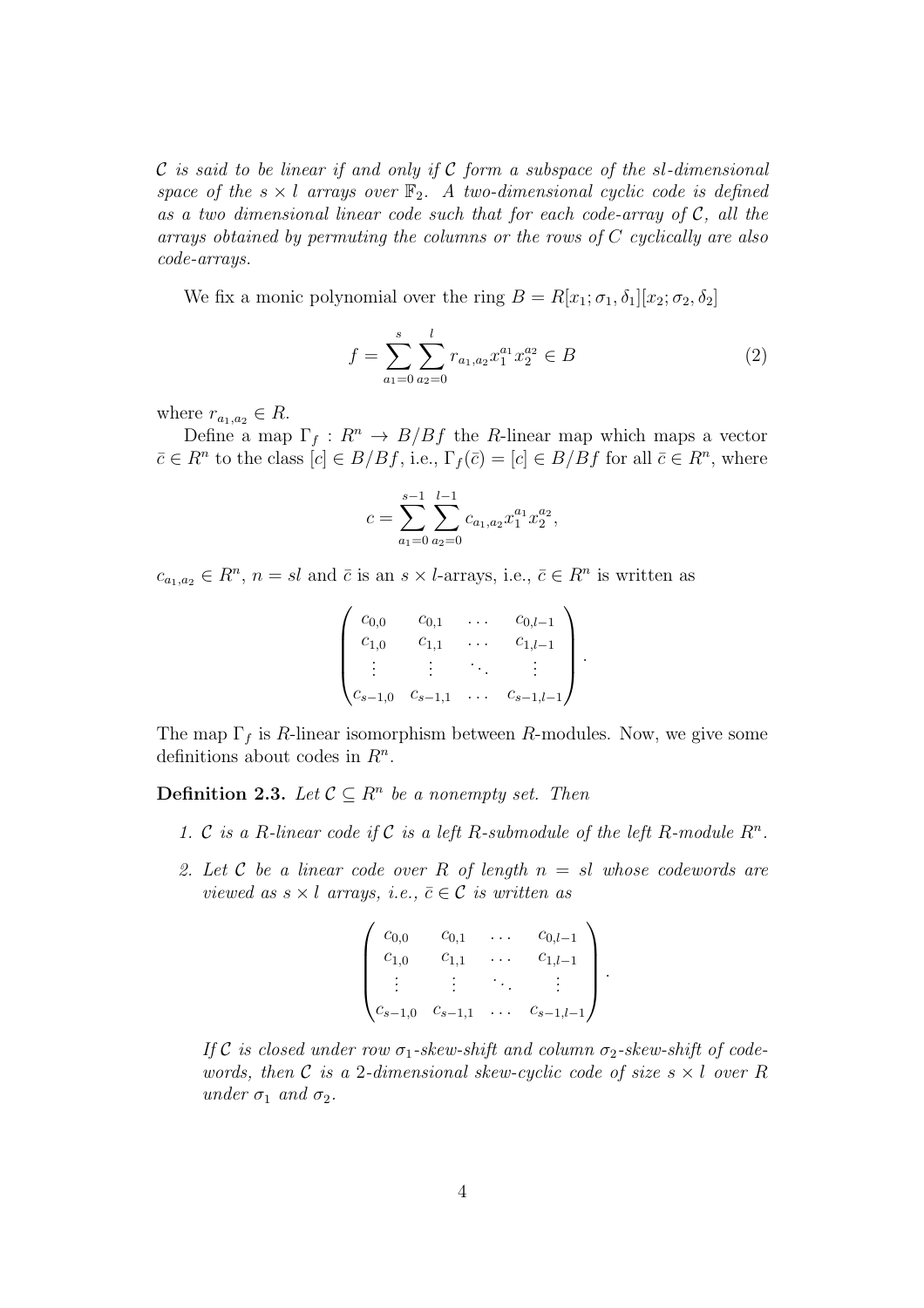*$\mathcal{C}$ is said to be linear if and only if $\mathcal{C}$ form a subspace of the $sl$-dimensional space of the $s \times l$ arrays over $\mathbb{F}_2$. A two-dimensional cyclic code is defined as a two dimensional linear code such that for each code-array of $\mathcal{C}$, all the arrays obtained by permuting the columns or the rows of $C$ cyclically are also code-arrays.*

We fix a monic polynomial over the ring $B = R[x_1; \sigma_1, \delta_1][x_2; \sigma_2, \delta_2]$

$$f = \sum_{a_1=0}^{s} \sum_{a_2=0}^{l} r_{a_1,a_2} x_1^{a_1} x_2^{a_2} \in B \tag{2}$$

where $r_{a_1,a_2} \in R$.

Define a map $\Gamma_f : R^n \to B/Bf$ the $R$-linear map which maps a vector $\bar{c} \in R^n$ to the class $[c] \in B/Bf$, i.e., $\Gamma_f(\bar{c}) = [c] \in B/Bf$ for all $\bar{c} \in R^n$, where

$$c = \sum_{a_1=0}^{s-1} \sum_{a_2=0}^{l-1} c_{a_1,a_2} x_1^{a_1} x_2^{a_2},$$

$c_{a_1,a_2} \in R^n$, $n = sl$ and $\bar{c}$ is an $s \times l$-arrays, i.e., $\bar{c} \in R^n$ is written as

$$\begin{pmatrix} c_{0,0} & c_{0,1} & \dots & c_{0,l-1} \\ c_{1,0} & c_{1,1} & \dots & c_{1,l-1} \\ \vdots & \vdots & \ddots & \vdots \\ c_{s-1,0} & c_{s-1,1} & \dots & c_{s-1,l-1} \end{pmatrix}.$$

The map $\Gamma_f$ is $R$-linear isomorphism between $R$-modules. Now, we give some definitions about codes in $R^n$.

**Definition 2.3.** *Let $\mathcal{C} \subseteq R^n$ be a nonempty set. Then*

1. *$\mathcal{C}$ is a $R$-linear code if $\mathcal{C}$ is a left $R$-submodule of the left $R$-module $R^n$.*
2. *Let $\mathcal{C}$ be a linear code over $R$ of length $n = sl$ whose codewords are viewed as $s \times l$ arrays, i.e., $\bar{c} \in \mathcal{C}$ is written as*

$$\begin{pmatrix} c_{0,0} & c_{0,1} & \dots & c_{0,l-1} \\ c_{1,0} & c_{1,1} & \dots & c_{1,l-1} \\ \vdots & \vdots & \ddots & \vdots \\ c_{s-1,0} & c_{s-1,1} & \dots & c_{s-1,l-1} \end{pmatrix}.$$

   *If $\mathcal{C}$ is closed under row $\sigma_1$-skew-shift and column $\sigma_2$-skew-shift of codewords, then $\mathcal{C}$ is a 2-dimensional skew-cyclic code of size $s \times l$ over $R$ under $\sigma_1$ and $\sigma_2$.*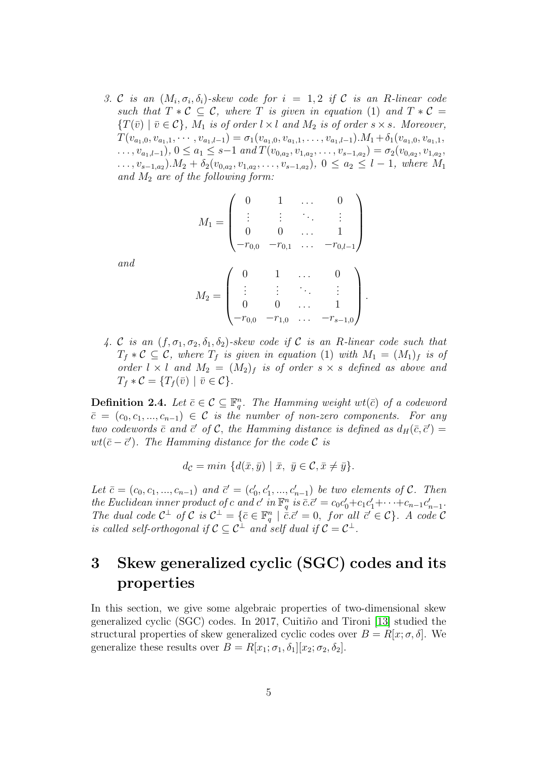3. $\mathcal{C}$ is an $(M_i, \sigma_i, \delta_i)$-skew code for $i = 1, 2$ if $\mathcal{C}$ is an $R$-linear code such that $T * \mathcal{C} \subseteq \mathcal{C}$, where $T$ is given in equation (1) and $T * \mathcal{C} = \{T(\bar{v}) \mid \bar{v} \in \mathcal{C}\}$, $M_1$ is of order $l \times l$ and $M_2$ is of order $s \times s$. Moreover, $T(v_{a_1,0}, v_{a_1,1}, \cdots, v_{a_1,l-1}) = \sigma_1(v_{a_1,0}, v_{a_1,1}, \ldots, v_{a_1,l-1}).M_1 + \delta_1(v_{a_1,0}, v_{a_1,1}, \ldots, v_{a_1,l-1})$, $0 \leq a_1 \leq s-1$ and $T(v_{0,a_2}, v_{1,a_2}, \ldots, v_{s-1,a_2}) = \sigma_2(v_{0,a_2}, v_{1,a_2}, \ldots, v_{s-1,a_2}).M_2 + \delta_2(v_{0,a_2}, v_{1,a_2}, \ldots, v_{s-1,a_2})$, $0 \leq a_2 \leq l-1$, where $M_1$ and $M_2$ are of the following form:

$$M_1 = \begin{pmatrix} 0 & 1 & \ldots & 0 \\ \vdots & \vdots & \ddots & \vdots \\ 0 & 0 & \ldots & 1 \\ -r_{0,0} & -r_{0,1} & \ldots & -r_{0,l-1} \end{pmatrix}$$

and

$$M_2 = \begin{pmatrix} 0 & 1 & \ldots & 0 \\ \vdots & \vdots & \ddots & \vdots \\ 0 & 0 & \ldots & 1 \\ -r_{0,0} & -r_{1,0} & \ldots & -r_{s-1,0} \end{pmatrix}.$$

4. $\mathcal{C}$ is an $(f, \sigma_1, \sigma_2, \delta_1, \delta_2)$-skew code if $\mathcal{C}$ is an $R$-linear code such that $T_f * \mathcal{C} \subseteq \mathcal{C}$, where $T_f$ is given in equation (1) with $M_1 = (M_1)_f$ is of order $l \times l$ and $M_2 = (M_2)_f$ is of order $s \times s$ defined as above and $T_f * \mathcal{C} = \{T_f(\bar{v}) \mid \bar{v} \in \mathcal{C}\}$.

**Definition 2.4.** *Let $\bar{c} \in \mathcal{C} \subseteq \mathbb{F}_q^n$. The Hamming weight $wt(\bar{c})$ of a codeword $\bar{c} = (c_0, c_1, ..., c_{n-1}) \in \mathcal{C}$ is the number of non-zero components. For any two codewords $\bar{c}$ and $\bar{c}'$ of $\mathcal{C}$, the Hamming distance is defined as $d_H(\bar{c}, \bar{c}') = wt(\bar{c} - \bar{c}')$. The Hamming distance for the code $\mathcal{C}$ is*

$$d_{\mathcal{C}} = min\ \{d(\bar{x}, \bar{y}) \mid \bar{x},\ \bar{y} \in \mathcal{C}, \bar{x} \neq \bar{y}\}.$$

*Let $\bar{c} = (c_0, c_1, ..., c_{n-1})$ and $\bar{c}' = (c'_0, c'_1, ..., c'_{n-1})$ be two elements of $\mathcal{C}$. Then the Euclidean inner product of $c$ and $c'$ in $\mathbb{F}_q^n$ is $\bar{c}.\bar{c}' = c_0c'_0 + c_1c'_1 + \cdots + c_{n-1}c'_{n-1}$. The dual code $\mathcal{C}^\perp$ of $\mathcal{C}$ is $\mathcal{C}^\perp = \{\bar{c} \in \mathbb{F}_q^n \mid \bar{c}.\bar{c}' = 0,\ for\ all\ \bar{c}' \in \mathcal{C}\}$. A code $\mathcal{C}$ is called self-orthogonal if $\mathcal{C} \subseteq \mathcal{C}^\perp$ and self dual if $\mathcal{C} = \mathcal{C}^\perp$.*

# 3 Skew generalized cyclic (SGC) codes and its properties

In this section, we give some algebraic properties of two-dimensional skew generalized cyclic (SGC) codes. In 2017, Cuitiño and Tironi [13] studied the structural properties of skew generalized cyclic codes over $B = R[x; \sigma, \delta]$. We generalize these results over $B = R[x_1; \sigma_1, \delta_1][x_2; \sigma_2, \delta_2]$.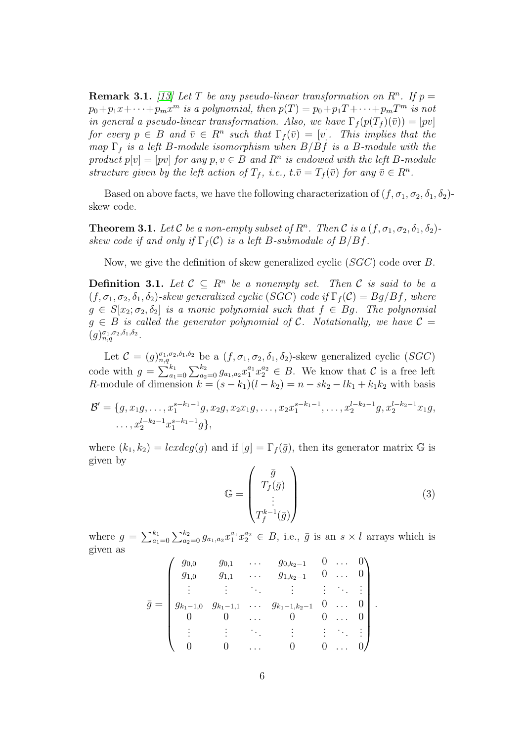**Remark 3.1.** *[13] Let $T$ be any pseudo-linear transformation on $R^n$. If $p = p_0+p_1x+\cdots+p_mx^m$ is a polynomial, then $p(T) = p_0+p_1T+\cdots+p_mT^m$ is not in general a pseudo-linear transformation. Also, we have $\Gamma_f(p(T_f)(\bar{v})) = [pv]$ for every $p \in B$ and $\bar{v} \in R^n$ such that $\Gamma_f(\bar{v}) = [v]$. This implies that the map $\Gamma_f$ is a left $B$-module isomorphism when $B/Bf$ is a $B$-module with the product $p[v] = [pv]$ for any $p, v \in B$ and $R^n$ is endowed with the left $B$-module structure given by the left action of $T_f$, i.e., $t.\bar{v} = T_f(\bar{v})$ for any $\bar{v} \in R^n$.*

Based on above facts, we have the following characterization of $(f, \sigma_1, \sigma_2, \delta_1, \delta_2)$-skew code.

**Theorem 3.1.** *Let $\mathcal{C}$ be a non-empty subset of $R^n$. Then $\mathcal{C}$ is a $(f, \sigma_1, \sigma_2, \delta_1, \delta_2)$-skew code if and only if $\Gamma_f(\mathcal{C})$ is a left $B$-submodule of $B/Bf$.*

Now, we give the definition of skew generalized cyclic ($SGC$) code over $B$.

**Definition 3.1.** *Let $\mathcal{C} \subseteq R^n$ be a nonempty set. Then $\mathcal{C}$ is said to be a $(f, \sigma_1, \sigma_2, \delta_1, \delta_2)$-skew generalized cyclic ($SGC$) code if $\Gamma_f(\mathcal{C}) = Bg/Bf$, where $g \in S[x_2; \sigma_2, \delta_2]$ is a monic polynomial such that $f \in Bg$. The polynomial $g \in B$ is called the generator polynomial of $\mathcal{C}$. Notationally, we have $\mathcal{C} = (g)^{\sigma_1,\sigma_2,\delta_1,\delta_2}_{n,q}$.*

Let $\mathcal{C} = (g)^{\sigma_1,\sigma_2,\delta_1,\delta_2}_{n,q}$ be a $(f, \sigma_1, \sigma_2, \delta_1, \delta_2)$-skew generalized cyclic ($SGC$) code with $g = \sum_{a_1=0}^{k_1}\sum_{a_2=0}^{k_2} g_{a_1,a_2}x_1^{a_1}x_2^{a_2} \in B$. We know that $\mathcal{C}$ is a free left $R$-module of dimension $k = (s-k_1)(l-k_2) = n - sk_2 - lk_1 + k_1k_2$ with basis

$$\mathcal{B}' = \{g, x_1g, \ldots, x_1^{s-k_1-1}g, x_2g, x_2x_1g, \ldots, x_2x_1^{s-k_1-1}, \ldots, x_2^{l-k_2-1}g, x_2^{l-k_2-1}x_1g, \ldots, x_2^{l-k_2-1}x_1^{s-k_1-1}g\},$$

where $(k_1, k_2) = lexdeg(g)$ and if $[g] = \Gamma_f(\bar{g})$, then its generator matrix $\mathbb{G}$ is given by

$$\mathbb{G} = \begin{pmatrix} \bar{g} \\ T_f(\bar{g}) \\ \vdots \\ T_f^{k-1}(\bar{g}) \end{pmatrix} \tag{3}$$

where $g = \sum_{a_1=0}^{k_1}\sum_{a_2=0}^{k_2} g_{a_1,a_2}x_1^{a_1}x_2^{a_2} \in B$, i.e., $\bar{g}$ is an $s \times l$ arrays which is given as

$$\bar{g} = \begin{pmatrix} g_{0,0} & g_{0,1} & \ldots & g_{0,k_2-1} & 0 & \ldots & 0 \\ g_{1,0} & g_{1,1} & \ldots & g_{1,k_2-1} & 0 & \ldots & 0 \\ \vdots & \vdots & \ddots & \vdots & \vdots & \ddots & \vdots \\ g_{k_1-1,0} & g_{k_1-1,1} & \ldots & g_{k_1-1,k_2-1} & 0 & \ldots & 0 \\ 0 & 0 & \ldots & 0 & 0 & \ldots & 0 \\ \vdots & \vdots & \ddots & \vdots & \vdots & \ddots & \vdots \\ 0 & 0 & \ldots & 0 & 0 & \ldots & 0 \end{pmatrix}.$$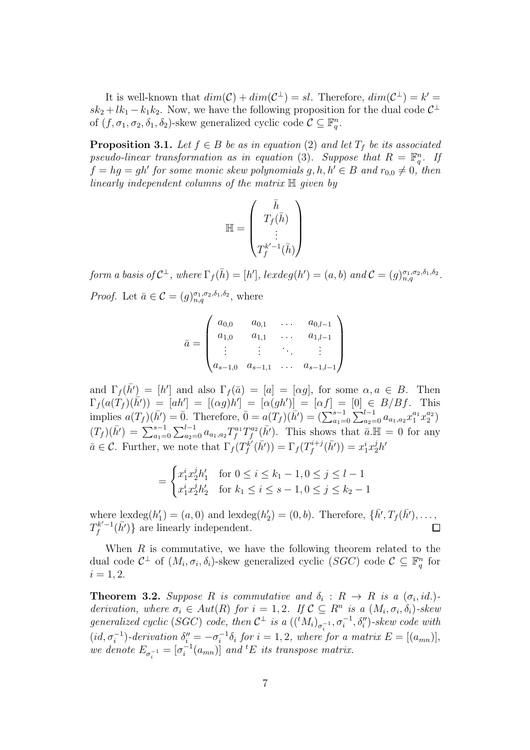It is well-known that $dim(\mathcal{C}) + dim(\mathcal{C}^{\perp}) = sl$. Therefore, $dim(\mathcal{C}^{\perp}) = k' = sk_2 + lk_1 - k_1k_2$. Now, we have the following proposition for the dual code $\mathcal{C}^{\perp}$ of $(f, \sigma_1, \sigma_2, \delta_1, \delta_2)$-skew generalized cyclic code $\mathcal{C} \subseteq \mathbb{F}_q^n$.

**Proposition 3.1.** *Let $f \in B$ be as in equation (2) and let $T_f$ be its associated pseudo-linear transformation as in equation (3). Suppose that $R = \mathbb{F}_q^n$. If $f = hg = gh'$ for some monic skew polynomials $g, h, h' \in B$ and $r_{0,0} \neq 0$, then linearly independent columns of the matrix $\mathbb{H}$ given by*

$$\mathbb{H} = \begin{pmatrix} \bar{h} \\ T_f(\bar{h}) \\ \vdots \\ T_f^{k'-1}(\bar{h}) \end{pmatrix}$$

*form a basis of $\mathcal{C}^{\perp}$, where $\Gamma_f(\bar{h}) = [h']$, $lexdeg(h') = (a, b)$ and $\mathcal{C} = (g)_{n,q}^{\sigma_1,\sigma_2,\delta_1,\delta_2}$.*

*Proof.* Let $\bar{a} \in \mathcal{C} = (g)_{n,q}^{\sigma_1,\sigma_2,\delta_1,\delta_2}$, where

$$\bar{a} = \begin{pmatrix} a_{0,0} & a_{0,1} & \dots & a_{0,l-1} \\ a_{1,0} & a_{1,1} & \dots & a_{1,l-1} \\ \vdots & \vdots & \ddots & \vdots \\ a_{s-1,0} & a_{s-1,1} & \dots & a_{s-1,l-1} \end{pmatrix}$$

and $\Gamma_f(\bar{h'}) = [h']$ and also $\Gamma_f(\bar{a}) = [a] = [\alpha g]$, for some $\alpha, a \in B$. Then $\Gamma_f(a(T_f)(\bar{h'})) = [ah'] = [(\alpha g)h'] = [\alpha(gh')] = [\alpha f] = [0] \in B/Bf$. This implies $a(T_f)(\bar{h'}) = \bar{0}$. Therefore, $\bar{0} = a(T_f)(\bar{h'}) = (\sum_{a_1=0}^{s-1}\sum_{a_2=0}^{l-1} a_{a_1,a_2} x_1^{a_1} x_2^{a_2})$ $(T_f)(\bar{h'}) = \sum_{a_1=0}^{s-1}\sum_{a_2=0}^{l-1} a_{a_1,a_2} T_f^{a_1} T_f^{a_2}(\bar{h'})$. This shows that $\bar{a}.\mathbb{H} = 0$ for any $\bar{a} \in \mathcal{C}$. Further, we note that $\Gamma_f(T_f^{k'}(\bar{h'})) = \Gamma_f(T_f^{i+j}(\bar{h'})) = x_1^i x_2^j h'$

$$= \begin{cases} x_1^i x_2^j h'_1 & \text{for } 0 \leq i \leq k_1 - 1, 0 \leq j \leq l - 1 \\ x_1^i x_2^j h'_2 & \text{for } k_1 \leq i \leq s - 1, 0 \leq j \leq k_2 - 1 \end{cases}$$

where $\text{lexdeg}(h'_1) = (a, 0)$ and $\text{lexdeg}(h'_2) = (0, b)$. Therefore, $\{\bar{h'}, T_f(\bar{h'}), \dots, T_f^{k'-1}(\bar{h'})\}$ are linearly independent. $\square$

When $R$ is commutative, we have the following theorem related to the dual code $\mathcal{C}^{\perp}$ of $(M_i, \sigma_i, \delta_i)$-skew generalized cyclic $(SGC)$ code $\mathcal{C} \subseteq \mathbb{F}_q^n$ for $i = 1, 2$.

**Theorem 3.2.** *Suppose $R$ is commutative and $\delta_i : R \to R$ is a $(\sigma_i, id.)$-derivation, where $\sigma_i \in Aut(R)$ for $i = 1, 2$. If $\mathcal{C} \subseteq R^n$ is a $(M_i, \sigma_i, \delta_i)$-skew generalized cyclic $(SGC)$ code, then $\mathcal{C}^{\perp}$ is a $(({}^tM_i)_{\sigma_i^{-1}}, \sigma_i^{-1}, \delta''_i)$-skew code with $(id, \sigma_i^{-1})$-derivation $\delta''_i = -\sigma_i^{-1}\delta_i$ for $i = 1, 2$, where for a matrix $E = [(a_{mn})]$, we denote $E_{\sigma_i^{-1}} = [\sigma_i^{-1}(a_{mn})]$ and ${}^tE$ its transpose matrix.*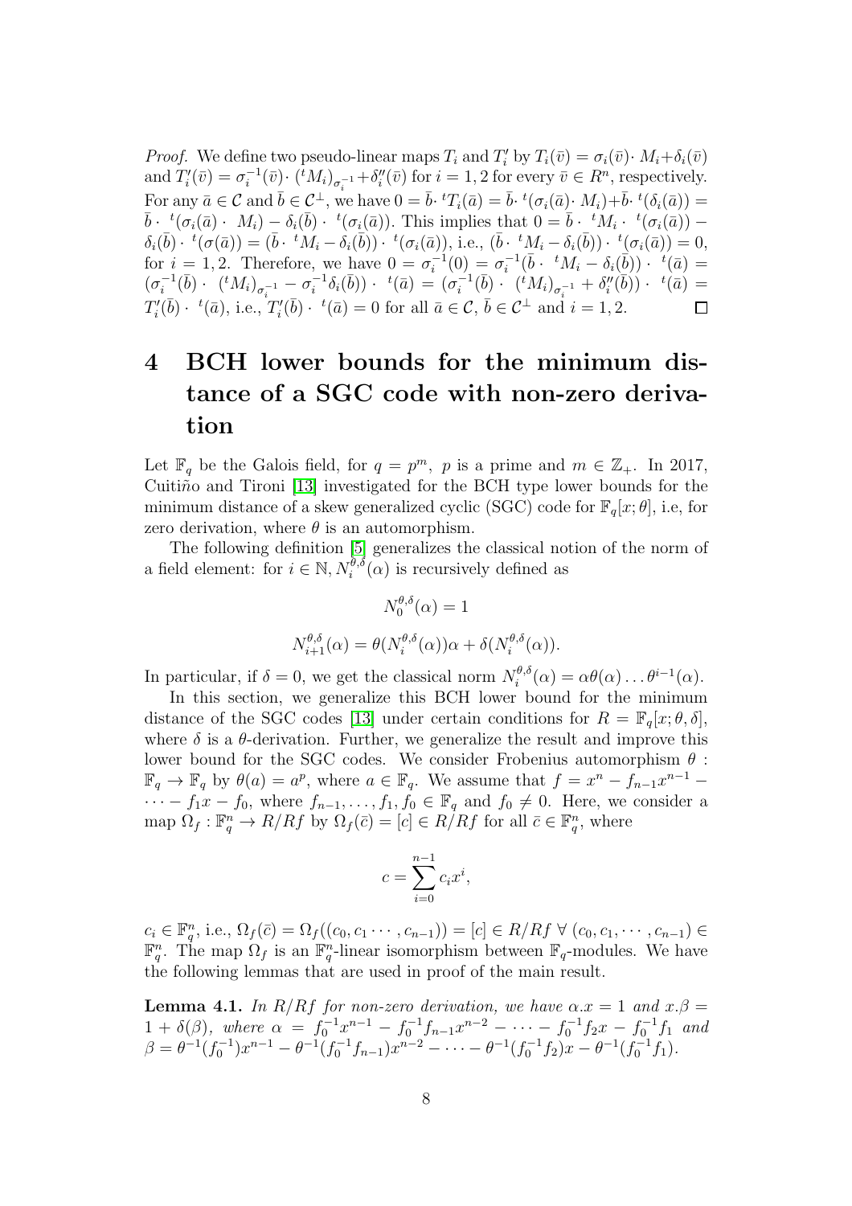*Proof.* We define two pseudo-linear maps $T_i$ and $T_i'$ by $T_i(\bar{v}) = \sigma_i(\bar{v})\cdot M_i + \delta_i(\bar{v})$ and $T_i'(\bar{v}) = \sigma_i^{-1}(\bar{v})\cdot ({}^tM_i)_{\sigma_i^{-1}} + \delta_i''(\bar{v})$ for $i = 1, 2$ for every $\bar{v} \in R^n$, respectively. For any $\bar{a} \in \mathcal{C}$ and $\bar{b} \in \mathcal{C}^\perp$, we have $0 = \bar{b}\cdot {}^tT_i(\bar{a}) = \bar{b}\cdot {}^t(\sigma_i(\bar{a})\cdot M_i) + \bar{b}\cdot {}^t(\delta_i(\bar{a})) = \bar{b}\cdot {}^t(\sigma_i(\bar{a})\cdot M_i) - \delta_i(\bar{b})\cdot {}^t(\sigma_i(\bar{a}))$. This implies that $0 = \bar{b}\cdot {}^tM_i\cdot {}^t(\sigma_i(\bar{a})) - \delta_i(\bar{b})\cdot {}^t(\sigma(\bar{a})) = (\bar{b}\cdot {}^tM_i - \delta_i(\bar{b}))\cdot {}^t(\sigma_i(\bar{a}))$, i.e., $(\bar{b}\cdot {}^tM_i - \delta_i(\bar{b}))\cdot {}^t(\sigma_i(\bar{a})) = 0$, for $i = 1, 2$. Therefore, we have $0 = \sigma_i^{-1}(0) = \sigma_i^{-1}(\bar{b}\cdot {}^tM_i - \delta_i(\bar{b}))\cdot {}^t(\bar{a}) = (\sigma_i^{-1}(\bar{b})\cdot ({}^tM_i)_{\sigma_i^{-1}} - \sigma_i^{-1}\delta_i(\bar{b}))\cdot {}^t(\bar{a}) = (\sigma_i^{-1}(\bar{b})\cdot ({}^tM_i)_{\sigma_i^{-1}} + \delta_i''(\bar{b}))\cdot {}^t(\bar{a}) = T_i'(\bar{b})\cdot {}^t(\bar{a})$, i.e., $T_i'(\bar{b})\cdot {}^t(\bar{a}) = 0$ for all $\bar{a} \in \mathcal{C}$, $\bar{b} \in \mathcal{C}^\perp$ and $i = 1, 2$. $\square$

# 4 BCH lower bounds for the minimum distance of a SGC code with non-zero derivation

Let $\mathbb{F}_q$ be the Galois field, for $q = p^m$, $p$ is a prime and $m \in \mathbb{Z}_+$. In 2017, Cuitiño and Tironi [13] investigated for the BCH type lower bounds for the minimum distance of a skew generalized cyclic (SGC) code for $\mathbb{F}_q[x;\theta]$, i.e, for zero derivation, where $\theta$ is an automorphism.

The following definition [5] generalizes the classical notion of the norm of a field element: for $i \in \mathbb{N}$, $N_i^{\theta,\delta}(\alpha)$ is recursively defined as

$$N_0^{\theta,\delta}(\alpha) = 1$$

$$N_{i+1}^{\theta,\delta}(\alpha) = \theta(N_i^{\theta,\delta}(\alpha))\alpha + \delta(N_i^{\theta,\delta}(\alpha)).$$

In particular, if $\delta = 0$, we get the classical norm $N_i^{\theta,\delta}(\alpha) = \alpha\theta(\alpha)\ldots\theta^{i-1}(\alpha)$.

In this section, we generalize this BCH lower bound for the minimum distance of the SGC codes [13] under certain conditions for $R = \mathbb{F}_q[x;\theta,\delta]$, where $\delta$ is a $\theta$-derivation. Further, we generalize the result and improve this lower bound for the SGC codes. We consider Frobenius automorphism $\theta : \mathbb{F}_q \to \mathbb{F}_q$ by $\theta(a) = a^p$, where $a \in \mathbb{F}_q$. We assume that $f = x^n - f_{n-1}x^{n-1} - \cdots - f_1x - f_0$, where $f_{n-1}, \ldots, f_1, f_0 \in \mathbb{F}_q$ and $f_0 \neq 0$. Here, we consider a map $\Omega_f : \mathbb{F}_q^n \to R/Rf$ by $\Omega_f(\bar{c}) = [c] \in R/Rf$ for all $\bar{c} \in \mathbb{F}_q^n$, where

$$c = \sum_{i=0}^{n-1} c_i x^i,$$

$c_i \in \mathbb{F}_q^n$, i.e., $\Omega_f(\bar{c}) = \Omega_f((c_0, c_1 \cdots, c_{n-1})) = [c] \in R/Rf\ \forall\ (c_0, c_1, \cdots, c_{n-1}) \in \mathbb{F}_q^n$. The map $\Omega_f$ is an $\mathbb{F}_q^n$-linear isomorphism between $\mathbb{F}_q$-modules. We have the following lemmas that are used in proof of the main result.

**Lemma 4.1.** *In $R/Rf$ for non-zero derivation, we have $\alpha.x = 1$ and $x.\beta = 1 + \delta(\beta)$, where $\alpha = f_0^{-1}x^{n-1} - f_0^{-1}f_{n-1}x^{n-2} - \cdots - f_0^{-1}f_2x - f_0^{-1}f_1$ and $\beta = \theta^{-1}(f_0^{-1})x^{n-1} - \theta^{-1}(f_0^{-1}f_{n-1})x^{n-2} - \cdots - \theta^{-1}(f_0^{-1}f_2)x - \theta^{-1}(f_0^{-1}f_1)$.*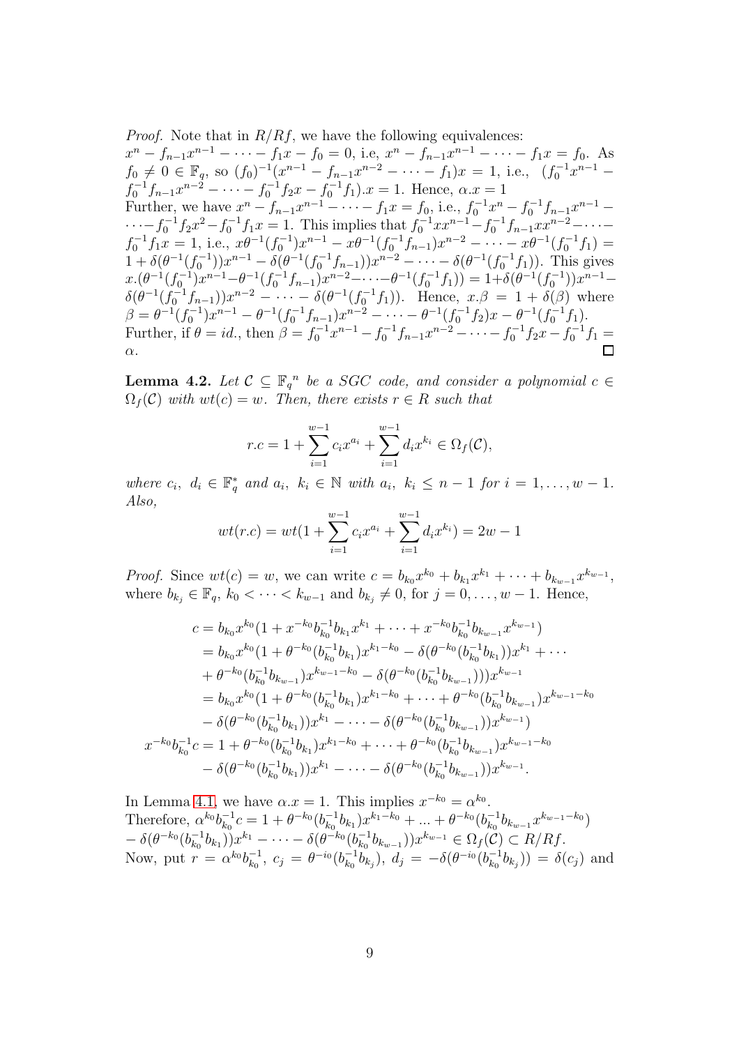*Proof.* Note that in $R/Rf$, we have the following equivalences: $x^n - f_{n-1}x^{n-1} - \cdots - f_1x - f_0 = 0$, i.e, $x^n - f_{n-1}x^{n-1} - \cdots - f_1x = f_0$. As $f_0 \neq 0 \in \mathbb{F}_q$, so $(f_0)^{-1}(x^{n-1} - f_{n-1}x^{n-2} - \cdots - f_1)x = 1$, i.e., $(f_0^{-1}x^{n-1} - f_0^{-1}f_{n-1}x^{n-2} - \cdots - f_0^{-1}f_2x - f_0^{-1}f_1).x = 1$. Hence, $\alpha.x = 1$

Further, we have $x^n - f_{n-1}x^{n-1} - \cdots - f_1x = f_0$, i.e., $f_0^{-1}x^n - f_0^{-1}f_{n-1}x^{n-1} - \cdots - f_0^{-1}f_2x^2 - f_0^{-1}f_1x = 1$. This implies that $f_0^{-1}xx^{n-1} - f_0^{-1}f_{n-1}xx^{n-2} - \cdots - f_0^{-1}f_1x = 1$, i.e., $x\theta^{-1}(f_0^{-1})x^{n-1} - x\theta^{-1}(f_0^{-1}f_{n-1})x^{n-2} - \cdots - x\theta^{-1}(f_0^{-1}f_1) = 1 + \delta(\theta^{-1}(f_0^{-1}))x^{n-1} - \delta(\theta^{-1}(f_0^{-1}f_{n-1}))x^{n-2} - \cdots - \delta(\theta^{-1}(f_0^{-1}f_1))$. This gives $x.(\theta^{-1}(f_0^{-1})x^{n-1} - \theta^{-1}(f_0^{-1}f_{n-1})x^{n-2} - \cdots - \theta^{-1}(f_0^{-1}f_1)) = 1 + \delta(\theta^{-1}(f_0^{-1}))x^{n-1} - \delta(\theta^{-1}(f_0^{-1}f_{n-1}))x^{n-2} - \cdots - \delta(\theta^{-1}(f_0^{-1}f_1))$. Hence, $x.\beta = 1 + \delta(\beta)$ where $\beta = \theta^{-1}(f_0^{-1})x^{n-1} - \theta^{-1}(f_0^{-1}f_{n-1})x^{n-2} - \cdots - \theta^{-1}(f_0^{-1}f_2)x - \theta^{-1}(f_0^{-1}f_1)$.

Further, if $\theta = id.$, then $\beta = f_0^{-1}x^{n-1} - f_0^{-1}f_{n-1}x^{n-2} - \cdots - f_0^{-1}f_2x - f_0^{-1}f_1 = \alpha$. □

**Lemma 4.2.** *Let $\mathcal{C} \subseteq \mathbb{F}_q{}^n$ be a SGC code, and consider a polynomial $c \in \Omega_f(\mathcal{C})$ with $wt(c) = w$. Then, there exists $r \in R$ such that*

$$r.c = 1 + \sum_{i=1}^{w-1} c_i x^{a_i} + \sum_{i=1}^{w-1} d_i x^{k_i} \in \Omega_f(\mathcal{C}),$$

*where $c_i,\ d_i \in \mathbb{F}_q^*$ and $a_i,\ k_i \in \mathbb{N}$ with $a_i,\ k_i \leq n-1$ for $i = 1, \ldots, w-1$. Also,*

$$wt(r.c) = wt(1 + \sum_{i=1}^{w-1} c_i x^{a_i} + \sum_{i=1}^{w-1} d_i x^{k_i}) = 2w - 1$$

*Proof.* Since $wt(c) = w$, we can write $c = b_{k_0}x^{k_0} + b_{k_1}x^{k_1} + \cdots + b_{k_{w-1}}x^{k_{w-1}}$, where $b_{k_j} \in \mathbb{F}_q$, $k_0 < \cdots < k_{w-1}$ and $b_{k_j} \neq 0$, for $j = 0, \ldots, w-1$. Hence,

$$\begin{aligned}
c &= b_{k_0}x^{k_0}(1 + x^{-k_0}b_{k_0}^{-1}b_{k_1}x^{k_1} + \cdots + x^{-k_0}b_{k_0}^{-1}b_{k_{w-1}}x^{k_{w-1}}) \\
&= b_{k_0}x^{k_0}(1 + \theta^{-k_0}(b_{k_0}^{-1}b_{k_1})x^{k_1-k_0} - \delta(\theta^{-k_0}(b_{k_0}^{-1}b_{k_1}))x^{k_1} + \cdots \\
&\quad + \theta^{-k_0}(b_{k_0}^{-1}b_{k_{w-1}})x^{k_{w-1}-k_0} - \delta(\theta^{-k_0}(b_{k_0}^{-1}b_{k_{w-1}})))x^{k_{w-1}} \\
&= b_{k_0}x^{k_0}(1 + \theta^{-k_0}(b_{k_0}^{-1}b_{k_1})x^{k_1-k_0} + \cdots + \theta^{-k_0}(b_{k_0}^{-1}b_{k_{w-1}})x^{k_{w-1}-k_0} \\
&\quad - \delta(\theta^{-k_0}(b_{k_0}^{-1}b_{k_1}))x^{k_1} - \cdots - \delta(\theta^{-k_0}(b_{k_0}^{-1}b_{k_{w-1}}))x^{k_{w-1}}) \\
x^{-k_0}b_{k_0}^{-1}c &= 1 + \theta^{-k_0}(b_{k_0}^{-1}b_{k_1})x^{k_1-k_0} + \cdots + \theta^{-k_0}(b_{k_0}^{-1}b_{k_{w-1}})x^{k_{w-1}-k_0} \\
&\quad - \delta(\theta^{-k_0}(b_{k_0}^{-1}b_{k_1}))x^{k_1} - \cdots - \delta(\theta^{-k_0}(b_{k_0}^{-1}b_{k_{w-1}}))x^{k_{w-1}}.
\end{aligned}$$

In Lemma 4.1, we have $\alpha.x = 1$. This implies $x^{-k_0} = \alpha^{k_0}$.

Therefore, $\alpha^{k_0}b_{k_0}^{-1}c = 1 + \theta^{-k_0}(b_{k_0}^{-1}b_{k_1})x^{k_1-k_0} + \ldots + \theta^{-k_0}(b_{k_0}^{-1}b_{k_{w-1}}x^{k_{w-1}-k_0})$ $- \delta(\theta^{-k_0}(b_{k_0}^{-1}b_{k_1}))x^{k_1} - \cdots - \delta(\theta^{-k_0}(b_{k_0}^{-1}b_{k_{w-1}}))x^{k_{w-1}} \in \Omega_f(\mathcal{C}) \subset R/Rf$.

Now, put $r = \alpha^{k_0}b_{k_0}^{-1}$, $c_j = \theta^{-i_0}(b_{k_0}^{-1}b_{k_j})$, $d_j = -\delta(\theta^{-i_0}(b_{k_0}^{-1}b_{k_j})) = \delta(c_j)$ and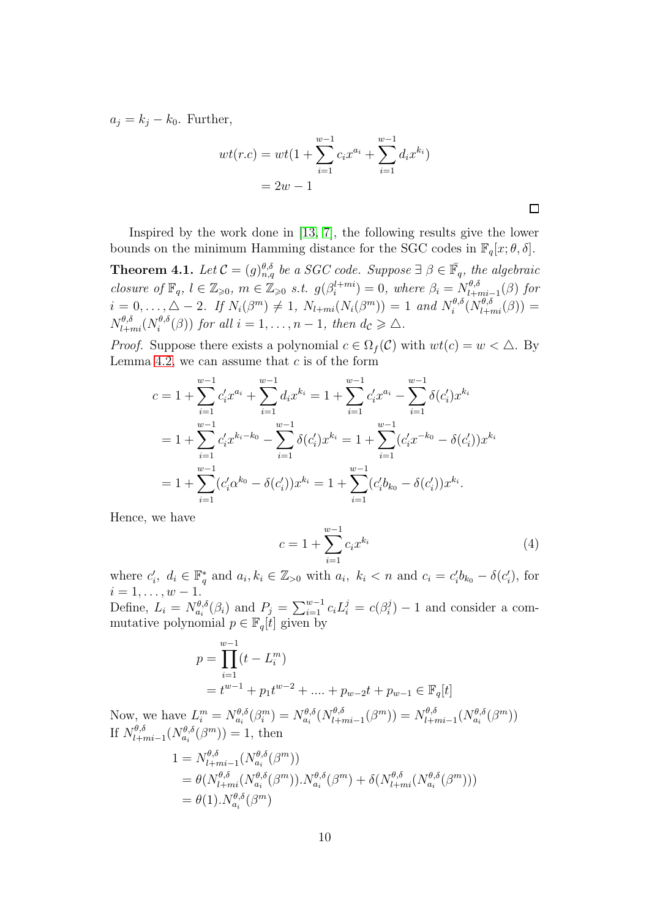$a_j = k_j - k_0$. Further,

$$
\begin{aligned}
wt(r.c) &= wt(1 + \sum_{i=1}^{w-1} c_i x^{a_i} + \sum_{i=1}^{w-1} d_i x^{k_i}) \\
&= 2w - 1
\end{aligned}
$$

□

Inspired by the work done in [13, 7], the following results give the lower bounds on the minimum Hamming distance for the SGC codes in $\mathbb{F}_q[x;\theta,\delta]$.

**Theorem 4.1.** *Let $\mathcal{C} = (g)_{n,q}^{\theta,\delta}$ be a SGC code. Suppose $\exists\ \beta \in \bar{\mathbb{F}}_q$, the algebraic closure of $\mathbb{F}_q$, $l \in \mathbb{Z}_{\geqslant 0}$, $m \in \mathbb{Z}_{\geqslant 0}$ s.t. $g(\beta_i^{l+mi}) = 0$, where $\beta_i = N_{l+mi-1}^{\theta,\delta}(\beta)$ for $i = 0, \ldots, \triangle - 2$. If $N_i(\beta^m) \neq 1$, $N_{l+mi}(N_i(\beta^m)) = 1$ and $N_i^{\theta,\delta}(N_{l+mi}^{\theta,\delta}(\beta)) = N_{l+mi}^{\theta,\delta}(N_i^{\theta,\delta}(\beta))$ for all $i = 1, \ldots, n-1$, then $d_{\mathcal{C}} \geqslant \triangle$.*

*Proof.* Suppose there exists a polynomial $c \in \Omega_f(\mathcal{C})$ with $wt(c) = w < \triangle$. By Lemma 4.2, we can assume that $c$ is of the form

$$
\begin{aligned}
c &= 1 + \sum_{i=1}^{w-1} c_i' x^{a_i} + \sum_{i=1}^{w-1} d_i x^{k_i} = 1 + \sum_{i=1}^{w-1} c_i' x^{a_i} - \sum_{i=1}^{w-1} \delta(c_i') x^{k_i} \\
&= 1 + \sum_{i=1}^{w-1} c_i' x^{k_i - k_0} - \sum_{i=1}^{w-1} \delta(c_i') x^{k_i} = 1 + \sum_{i=1}^{w-1} (c_i' x^{-k_0} - \delta(c_i')) x^{k_i} \\
&= 1 + \sum_{i=1}^{w-1} (c_i' \alpha^{k_0} - \delta(c_i')) x^{k_i} = 1 + \sum_{i=1}^{w-1} (c_i' b_{k_0} - \delta(c_i')) x^{k_i}.
\end{aligned}
$$

Hence, we have

$$
c = 1 + \sum_{i=1}^{w-1} c_i x^{k_i} \tag{4}
$$

where $c_i'$, $d_i \in \mathbb{F}_q^*$ and $a_i, k_i \in \mathbb{Z}_{>0}$ with $a_i$, $k_i < n$ and $c_i = c_i' b_{k_0} - \delta(c_i')$, for $i = 1, \ldots, w-1$.

Define, $L_i = N_{a_i}^{\theta,\delta}(\beta_i)$ and $P_j = \sum_{i=1}^{w-1} c_i L_i^j = c(\beta_i^j) - 1$ and consider a commutative polynomial $p \in \mathbb{F}_q[t]$ given by

$$
\begin{aligned}
p &= \prod_{i=1}^{w-1} (t - L_i^m) \\
&= t^{w-1} + p_1 t^{w-2} + \ldots. + p_{w-2} t + p_{w-1} \in \mathbb{F}_q[t]
\end{aligned}
$$

Now, we have $L_i^m = N_{a_i}^{\theta,\delta}(\beta_i^m) = N_{a_i}^{\theta,\delta}(N_{l+mi-1}^{\theta,\delta}(\beta^m)) = N_{l+mi-1}^{\theta,\delta}(N_{a_i}^{\theta,\delta}(\beta^m))$

If $N_{l+mi-1}^{\theta,\delta}(N_{a_i}^{\theta,\delta}(\beta^m)) = 1$, then

$$
\begin{aligned}
1 &= N_{l+mi-1}^{\theta,\delta}(N_{a_i}^{\theta,\delta}(\beta^m)) \\
&= \theta(N_{l+mi}^{\theta,\delta}(N_{a_i}^{\theta,\delta}(\beta^m)).N_{a_i}^{\theta,\delta}(\beta^m) + \delta(N_{l+mi}^{\theta,\delta}(N_{a_i}^{\theta,\delta}(\beta^m))) \\
&= \theta(1).N_{a_i}^{\theta,\delta}(\beta^m)
\end{aligned}
$$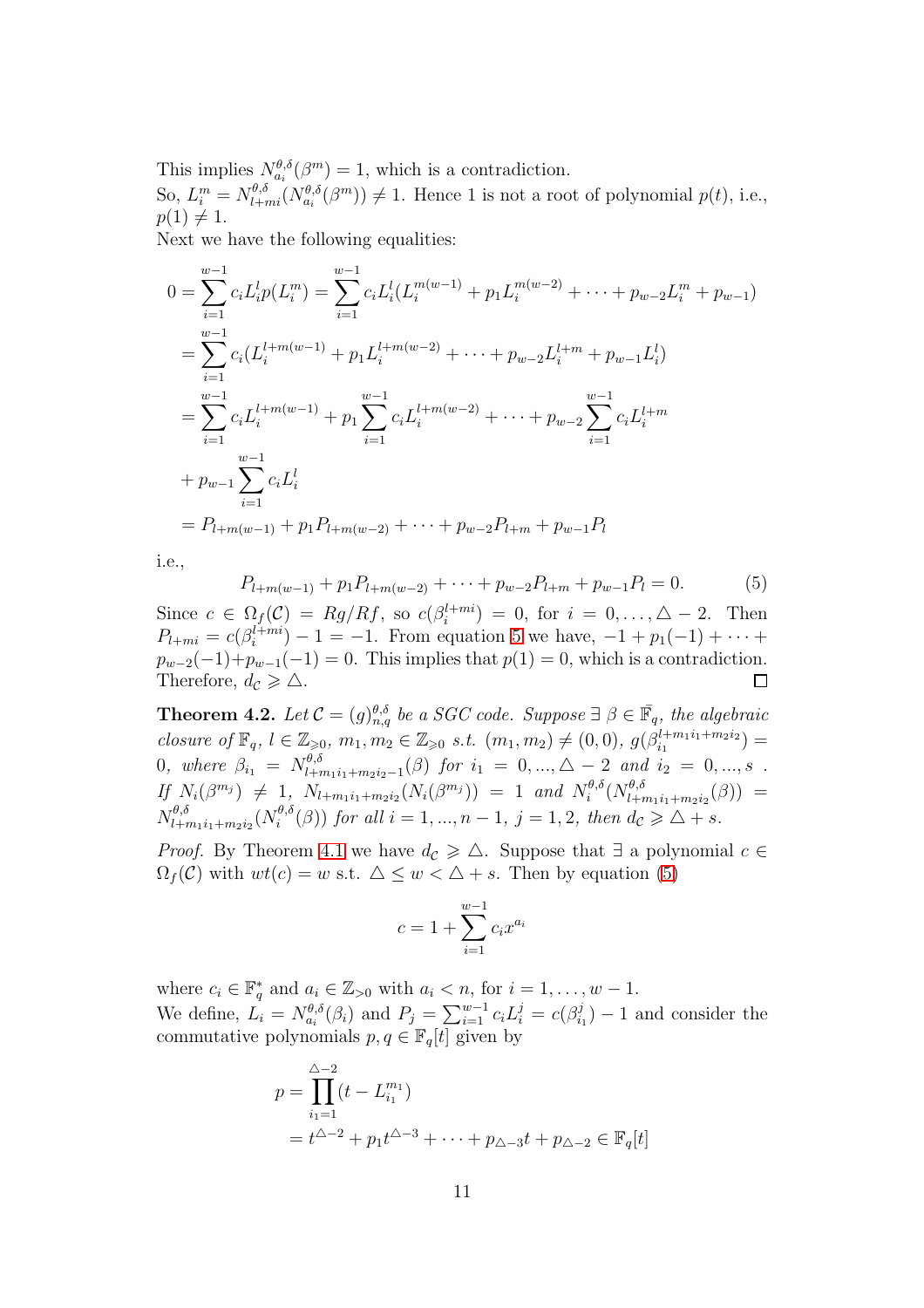This implies $N_{a_i}^{\theta,\delta}(\beta^m) = 1$, which is a contradiction.
So, $L_i^m = N_{l+mi}^{\theta,\delta}(N_{a_i}^{\theta,\delta}(\beta^m)) \neq 1$. Hence 1 is not a root of polynomial $p(t)$, i.e., $p(1) \neq 1$.
Next we have the following equalities:

$$
\begin{aligned}
0 &= \sum_{i=1}^{w-1} c_i L_i^l p(L_i^m) = \sum_{i=1}^{w-1} c_i L_i^l (L_i^{m(w-1)} + p_1 L_i^{m(w-2)} + \cdots + p_{w-2} L_i^m + p_{w-1}) \\
&= \sum_{i=1}^{w-1} c_i (L_i^{l+m(w-1)} + p_1 L_i^{l+m(w-2)} + \cdots + p_{w-2} L_i^{l+m} + p_{w-1} L_i^l) \\
&= \sum_{i=1}^{w-1} c_i L_i^{l+m(w-1)} + p_1 \sum_{i=1}^{w-1} c_i L_i^{l+m(w-2)} + \cdots + p_{w-2} \sum_{i=1}^{w-1} c_i L_i^{l+m} \\
&+ p_{w-1} \sum_{i=1}^{w-1} c_i L_i^l \\
&= P_{l+m(w-1)} + p_1 P_{l+m(w-2)} + \cdots + p_{w-2} P_{l+m} + p_{w-1} P_l
\end{aligned}
$$

i.e.,

$$
P_{l+m(w-1)} + p_1 P_{l+m(w-2)} + \cdots + p_{w-2} P_{l+m} + p_{w-1} P_l = 0. \tag{5}
$$

Since $c \in \Omega_f(\mathcal{C}) = Rg/Rf$, so $c(\beta_i^{l+mi}) = 0$, for $i = 0, \ldots, \triangle - 2$. Then $P_{l+mi} = c(\beta_i^{l+mi}) - 1 = -1$. From equation 5 we have, $-1 + p_1(-1) + \cdots + p_{w-2}(-1) + p_{w-1}(-1) = 0$. This implies that $p(1) = 0$, which is a contradiction. Therefore, $d_{\mathcal{C}} \geqslant \triangle$. ☐

**Theorem 4.2.** *Let $\mathcal{C} = (g)_{n,q}^{\theta,\delta}$ be a SGC code. Suppose $\exists\ \beta \in \bar{\mathbb{F}}_q$, the algebraic closure of $\mathbb{F}_q$, $l \in \mathbb{Z}_{\geqslant 0}$, $m_1, m_2 \in \mathbb{Z}_{\geqslant 0}$ s.t. $(m_1, m_2) \neq (0,0)$, $g(\beta_{i_1}^{l+m_1 i_1 + m_2 i_2}) = 0$, where $\beta_{i_1} = N_{l+m_1 i_1 + m_2 i_2 - 1}^{\theta,\delta}(\beta)$ for $i_1 = 0, \ldots, \triangle - 2$ and $i_2 = 0, \ldots, s$ . If $N_i(\beta^{m_j}) \neq 1$, $N_{l+m_1 i_1 + m_2 i_2}(N_i(\beta^{m_j})) = 1$ and $N_i^{\theta,\delta}(N_{l+m_1 i_1 + m_2 i_2}^{\theta,\delta}(\beta)) = N_{l+m_1 i_1 + m_2 i_2}^{\theta,\delta}(N_i^{\theta,\delta}(\beta))$ for all $i = 1, \ldots, n-1$, $j = 1, 2$, then $d_{\mathcal{C}} \geqslant \triangle + s$.*

*Proof.* By Theorem 4.1 we have $d_{\mathcal{C}} \geqslant \triangle$. Suppose that $\exists$ a polynomial $c \in \Omega_f(\mathcal{C})$ with $wt(c) = w$ s.t. $\triangle \leq w < \triangle + s$. Then by equation (5)

$$
c = 1 + \sum_{i=1}^{w-1} c_i x^{a_i}
$$

where $c_i \in \mathbb{F}_q^*$ and $a_i \in \mathbb{Z}_{>0}$ with $a_i < n$, for $i = 1, \ldots, w-1$.
We define, $L_i = N_{a_i}^{\theta,\delta}(\beta_i)$ and $P_j = \sum_{i=1}^{w-1} c_i L_i^j = c(\beta_{i_1}^j) - 1$ and consider the commutative polynomials $p, q \in \mathbb{F}_q[t]$ given by

$$
\begin{aligned}
p &= \prod_{i_1=1}^{\triangle-2} (t - L_{i_1}^{m_1}) \\
&= t^{\triangle-2} + p_1 t^{\triangle-3} + \cdots + p_{\triangle-3} t + p_{\triangle-2} \in \mathbb{F}_q[t]
\end{aligned}
$$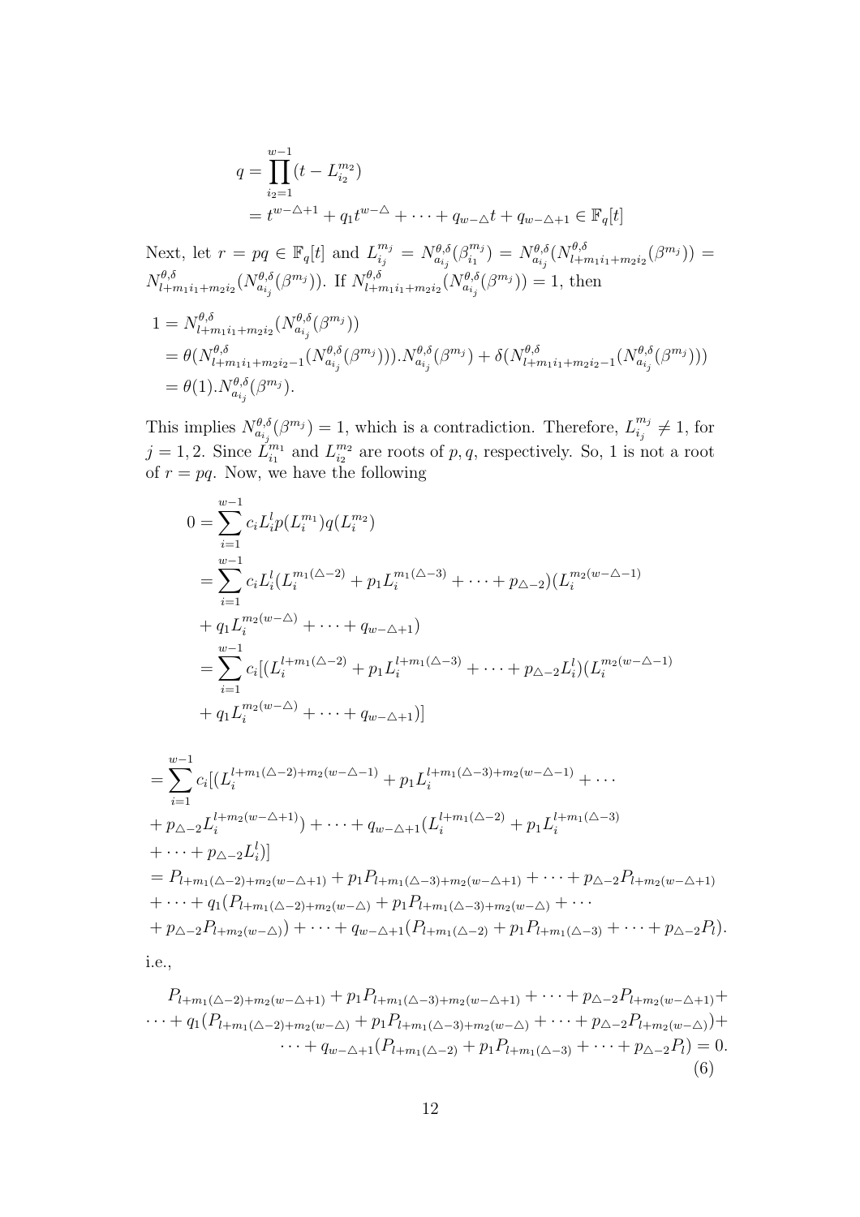$$
\begin{aligned}
q &= \prod_{i_2=1}^{w-1}(t - L_{i_2}^{m_2}) \\
&= t^{w-\triangle+1} + q_1 t^{w-\triangle} + \cdots + q_{w-\triangle} t + q_{w-\triangle+1} \in \mathbb{F}_q[t]
\end{aligned}
$$

Next, let $r = pq \in \mathbb{F}_q[t]$ and $L_{i_j}^{m_j} = N_{a_{i_j}}^{\theta,\delta}(\beta_{i_1}^{m_j}) = N_{a_{i_j}}^{\theta,\delta}(N_{l+m_1 i_1+m_2 i_2}^{\theta,\delta}(\beta^{m_j})) = N_{l+m_1 i_1+m_2 i_2}^{\theta,\delta}(N_{a_{i_j}}^{\theta,\delta}(\beta^{m_j}))$. If $N_{l+m_1 i_1+m_2 i_2}^{\theta,\delta}(N_{a_{i_j}}^{\theta,\delta}(\beta^{m_j})) = 1$, then

$$
\begin{aligned}
1 &= N_{l+m_1 i_1+m_2 i_2}^{\theta,\delta}(N_{a_{i_j}}^{\theta,\delta}(\beta^{m_j})) \\
&= \theta(N_{l+m_1 i_1+m_2 i_2-1}^{\theta,\delta}(N_{a_{i_j}}^{\theta,\delta}(\beta^{m_j}))).N_{a_{i_j}}^{\theta,\delta}(\beta^{m_j}) + \delta(N_{l+m_1 i_1+m_2 i_2-1}^{\theta,\delta}(N_{a_{i_j}}^{\theta,\delta}(\beta^{m_j}))) \\
&= \theta(1).N_{a_{i_j}}^{\theta,\delta}(\beta^{m_j}).
\end{aligned}
$$

This implies $N_{a_{i_j}}^{\theta,\delta}(\beta^{m_j}) = 1$, which is a contradiction. Therefore, $L_{i_j}^{m_j} \neq 1$, for $j = 1, 2$. Since $L_{i_1}^{m_1}$ and $L_{i_2}^{m_2}$ are roots of $p, q$, respectively. So, 1 is not a root of $r = pq$. Now, we have the following

$$
\begin{aligned}
0 &= \sum_{i=1}^{w-1} c_i L_i^l p(L_i^{m_1}) q(L_i^{m_2}) \\
&= \sum_{i=1}^{w-1} c_i L_i^l (L_i^{m_1(\triangle-2)} + p_1 L_i^{m_1(\triangle-3)} + \cdots + p_{\triangle-2})(L_i^{m_2(w-\triangle-1)} \\
&+ q_1 L_i^{m_2(w-\triangle)} + \cdots + q_{w-\triangle+1}) \\
&= \sum_{i=1}^{w-1} c_i [(L_i^{l+m_1(\triangle-2)} + p_1 L_i^{l+m_1(\triangle-3)} + \cdots + p_{\triangle-2} L_i^l)(L_i^{m_2(w-\triangle-1)} \\
&+ q_1 L_i^{m_2(w-\triangle)} + \cdots + q_{w-\triangle+1})]
\end{aligned}
$$

$$
\begin{aligned}
&= \sum_{i=1}^{w-1} c_i [(L_i^{l+m_1(\triangle-2)+m_2(w-\triangle-1)} + p_1 L_i^{l+m_1(\triangle-3)+m_2(w-\triangle-1)} + \cdots \\
&+ p_{\triangle-2} L_i^{l+m_2(w-\triangle+1)}) + \cdots + q_{w-\triangle+1}(L_i^{l+m_1(\triangle-2)} + p_1 L_i^{l+m_1(\triangle-3)} \\
&+ \cdots + p_{\triangle-2} L_i^l)] \\
&= P_{l+m_1(\triangle-2)+m_2(w-\triangle+1)} + p_1 P_{l+m_1(\triangle-3)+m_2(w-\triangle+1)} + \cdots + p_{\triangle-2} P_{l+m_2(w-\triangle+1)} \\
&+ \cdots + q_1(P_{l+m_1(\triangle-2)+m_2(w-\triangle)} + p_1 P_{l+m_1(\triangle-3)+m_2(w-\triangle)} + \cdots \\
&+ p_{\triangle-2} P_{l+m_2(w-\triangle)}) + \cdots + q_{w-\triangle+1}(P_{l+m_1(\triangle-2)} + p_1 P_{l+m_1(\triangle-3)} + \cdots + p_{\triangle-2} P_l).
\end{aligned}
$$

i.e.,

$$
\begin{aligned}
&P_{l+m_1(\triangle-2)+m_2(w-\triangle+1)} + p_1 P_{l+m_1(\triangle-3)+m_2(w-\triangle+1)} + \cdots + p_{\triangle-2} P_{l+m_2(w-\triangle+1)} + \\
&\cdots + q_1(P_{l+m_1(\triangle-2)+m_2(w-\triangle)} + p_1 P_{l+m_1(\triangle-3)+m_2(w-\triangle)} + \cdots + p_{\triangle-2} P_{l+m_2(w-\triangle)}) + \\
&\cdots + q_{w-\triangle+1}(P_{l+m_1(\triangle-2)} + p_1 P_{l+m_1(\triangle-3)} + \cdots + p_{\triangle-2} P_l) = 0. \quad (6)
\end{aligned}
$$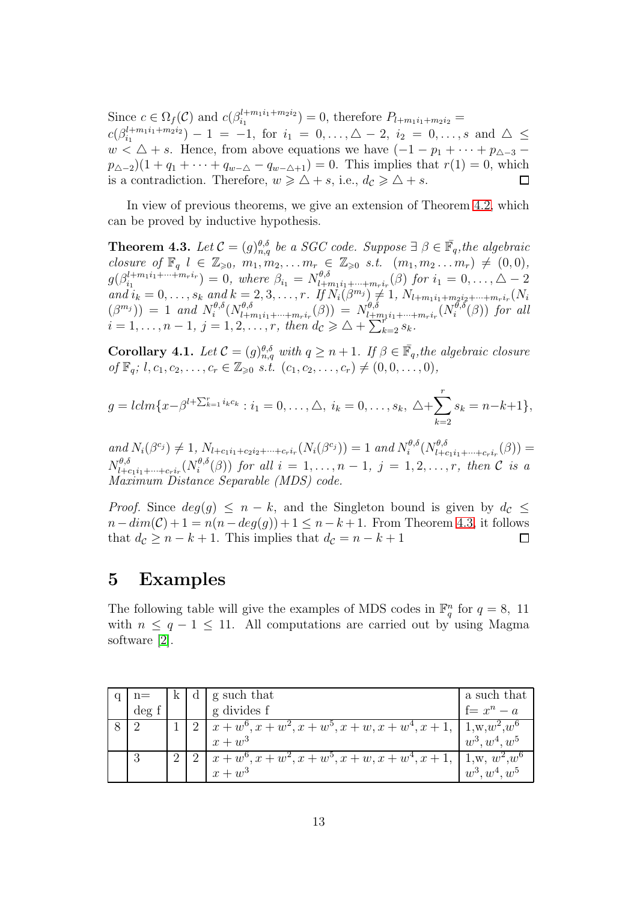Since $c \in \Omega_f(\mathcal{C})$ and $c(\beta_{i_1}^{l+m_1 i_1+m_2 i_2}) = 0$, therefore $P_{l+m_1i_1+m_2i_2} = c(\beta_{i_1}^{l+m_1i_1+m_2i_2}) - 1 = -1$, for $i_1 = 0, \ldots, \triangle - 2$, $i_2 = 0, \ldots, s$ and $\triangle \leq w < \triangle + s$. Hence, from above equations we have $(-1 - p_1 + \cdots + p_{\triangle-3} - p_{\triangle-2})(1 + q_1 + \cdots + q_{w-\triangle} - q_{w-\triangle+1}) = 0$. This implies that $r(1) = 0$, which is a contradiction. Therefore, $w \geqslant \triangle + s$, i.e., $d_{\mathcal{C}} \geqslant \triangle + s$. □

In view of previous theorems, we give an extension of Theorem 4.2, which can be proved by inductive hypothesis.

**Theorem 4.3.** *Let $\mathcal{C} = (g)_{n,q}^{\theta,\delta}$ be a SGC code. Suppose $\exists\ \beta \in \bar{\mathbb{F}}_q$, the algebraic closure of $\mathbb{F}_q$ $l \in \mathbb{Z}_{\geqslant 0}$, $m_1, m_2, \ldots m_r \in \mathbb{Z}_{\geqslant 0}$ s.t. $(m_1, m_2 \ldots m_r) \neq (0, 0)$, $g(\beta_{i_1}^{l+m_1i_1+\cdots+m_ri_r}) = 0$, where $\beta_{i_1} = N_{l+m_1i_1+\cdots+m_ri_r}^{\theta,\delta}(\beta)$ for $i_1 = 0, \ldots, \triangle - 2$ and $i_k = 0, \ldots, s_k$ and $k = 2, 3, \ldots, r$. If $N_i(\beta^{m_j}) \neq 1$, $N_{l+m_1i_1+m_2i_2+\cdots+m_ri_r}(N_i(\beta^{m_j})) = 1$ and $N_i^{\theta,\delta}(N_{l+m_1i_1+\cdots+m_ri_r}^{\theta,\delta}(\beta)) = N_{l+m_1i_1+\cdots+m_ri_r}^{\theta,\delta}(N_i^{\theta,\delta}(\beta))$ for all $i = 1, \ldots, n-1$, $j = 1, 2, \ldots, r$, then $d_{\mathcal{C}} \geqslant \triangle + \sum_{k=2}^{r} s_k$.*

**Corollary 4.1.** *Let $\mathcal{C} = (g)_{n,q}^{\theta,\delta}$ with $q \geq n+1$. If $\beta \in \bar{\mathbb{F}}_q$, the algebraic closure of $\mathbb{F}_q$; $l, c_1, c_2, \ldots, c_r \in \mathbb{Z}_{\geqslant 0}$ s.t. $(c_1, c_2, \ldots, c_r) \neq (0, 0, \ldots, 0)$,*

$$g = lclm\{x - \beta^{l+\sum_{k=1}^{r} i_k c_k} : i_1 = 0, \ldots, \triangle,\ i_k = 0, \ldots, s_k,\ \triangle + \sum_{k=2}^{r} s_k = n-k+1\},$$

*and $N_i(\beta^{c_j}) \neq 1$, $N_{l+c_1i_1+c_2i_2+\cdots+c_ri_r}(N_i(\beta^{c_j})) = 1$ and $N_i^{\theta,\delta}(N_{l+c_1i_1+\cdots+c_ri_r}^{\theta,\delta}(\beta)) = N_{l+c_1i_1+\cdots+c_ri_r}^{\theta,\delta}(N_i^{\theta,\delta}(\beta))$ for all $i = 1, \ldots, n-1$, $j = 1, 2, \ldots, r$, then $\mathcal{C}$ is a Maximum Distance Separable (MDS) code.*

*Proof.* Since $deg(g) \leq n - k$, and the Singleton bound is given by $d_{\mathcal{C}} \leq n - dim(\mathcal{C}) + 1 = n(n - deg(g)) + 1 \leq n - k + 1$. From Theorem 4.3, it follows that $d_{\mathcal{C}} \geq n - k + 1$. This implies that $d_{\mathcal{C}} = n - k + 1$ □

# 5 Examples

The following table will give the examples of MDS codes in $\mathbb{F}_q^n$ for $q = 8,\ 11$ with $n \leq q - 1 \leq 11$. All computations are carried out by using Magma software [2].

| q | n= deg f | k | d | g such that g divides f | a such that f= $x^n - a$ |
|---|---|---|---|---|---|
| 8 | 2 | 1 | 2 | $x+w^6, x+w^2, x+w^5, x+w, x+w^4, x+1,$ $x+w^3$ | 1,w,$w^2$,$w^6$ $w^3, w^4, w^5$ |
| | 3 | 2 | 2 | $x+w^6, x+w^2, x+w^5, x+w, x+w^4, x+1,$ $x+w^3$ | 1,w, $w^2$,$w^6$ $w^3, w^4, w^5$ |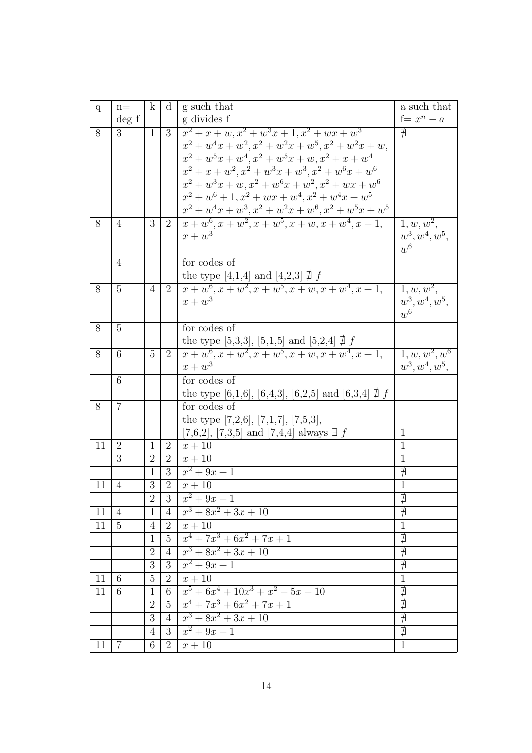| q | n= deg f | k | d | g such that g divides f | a such that f= $x^n - a$ |
|---|---|---|---|---|---|
| 8 | 3 | 1 | 3 | $x^2+x+w, x^2+w^3x+1, x^2+wx+w^3$ $x^2+w^4x+w^2, x^2+w^2x+w^5, x^2+w^2x+w,$ $x^2+w^5x+w^4, x^2+w^5x+w, x^2+x+w^4$ $x^2+x+w^2, x^2+w^3x+w^3, x^2+w^6x+w^6$ $x^2+w^3x+w, x^2+w^6x+w^2, x^2+wx+w^6$ $x^2+w^6+1, x^2+wx+w^4, x^2+w^4x+w^5$ $x^2+w^4x+w^3, x^2+w^2x+w^6, x^2+w^5x+w^5$ | $\nexists$ |
| 8 | 4 | 3 | 2 | $x+w^6, x+w^2, x+w^5, x+w, x+w^4, x+1,$ $x+w^3$ | $1, w, w^2,$ $w^3, w^4, w^5,$ $w^6$ |
| | 4 | | | for codes of the type [4,1,4] and [4,2,3] $\nexists\ f$ | |
| 8 | 5 | 4 | 2 | $x+w^6, x+w^2, x+w^5, x+w, x+w^4, x+1,$ $x+w^3$ | $1, w, w^2,$ $w^3, w^4, w^5,$ $w^6$ |
| 8 | 5 | | | for codes of the type [5,3,3], [5,1,5] and [5,2,4] $\nexists\ f$ | |
| 8 | 6 | 5 | 2 | $x+w^6, x+w^2, x+w^5, x+w, x+w^4, x+1,$ $x+w^3$ | $1, w, w^2, w^6$ $w^3, w^4, w^5,$ |
| | 6 | | | for codes of the type [6,1,6], [6,4,3], [6,2,5] and [6,3,4] $\nexists\ f$ | |
| 8 | 7 | | | for codes of the type [7,2,6], [7,1,7], [7,5,3], [7,6,2], [7,3,5] and [7,4,4] always $\exists\ f$ | 1 |
| 11 | 2 | 1 | 2 | $x+10$ | 1 |
| | 3 | 2 | 2 | $x+10$ | 1 |
| | | 1 | 3 | $x^2+9x+1$ | $\nexists$ |
| 11 | 4 | 3 | 2 | $x+10$ | 1 |
| | | 2 | 3 | $x^2+9x+1$ | $\nexists$ |
| 11 | 4 | 1 | 4 | $x^3+8x^2+3x+10$ | $\nexists$ |
| 11 | 5 | 4 | 2 | $x+10$ | 1 |
| | | 1 | 5 | $x^4+7x^3+6x^2+7x+1$ | $\nexists$ |
| | | 2 | 4 | $x^3+8x^2+3x+10$ | $\nexists$ |
| | | 3 | 3 | $x^2+9x+1$ | $\nexists$ |
| 11 | 6 | 5 | 2 | $x+10$ | 1 |
| 11 | 6 | 1 | 6 | $x^5+6x^4+10x^3+x^2+5x+10$ | $\nexists$ |
| | | 2 | 5 | $x^4+7x^3+6x^2+7x+1$ | $\nexists$ |
| | | 3 | 4 | $x^3+8x^2+3x+10$ | $\nexists$ |
| | | 4 | 3 | $x^2+9x+1$ | $\nexists$ |
| 11 | 7 | 6 | 2 | $x+10$ | 1 |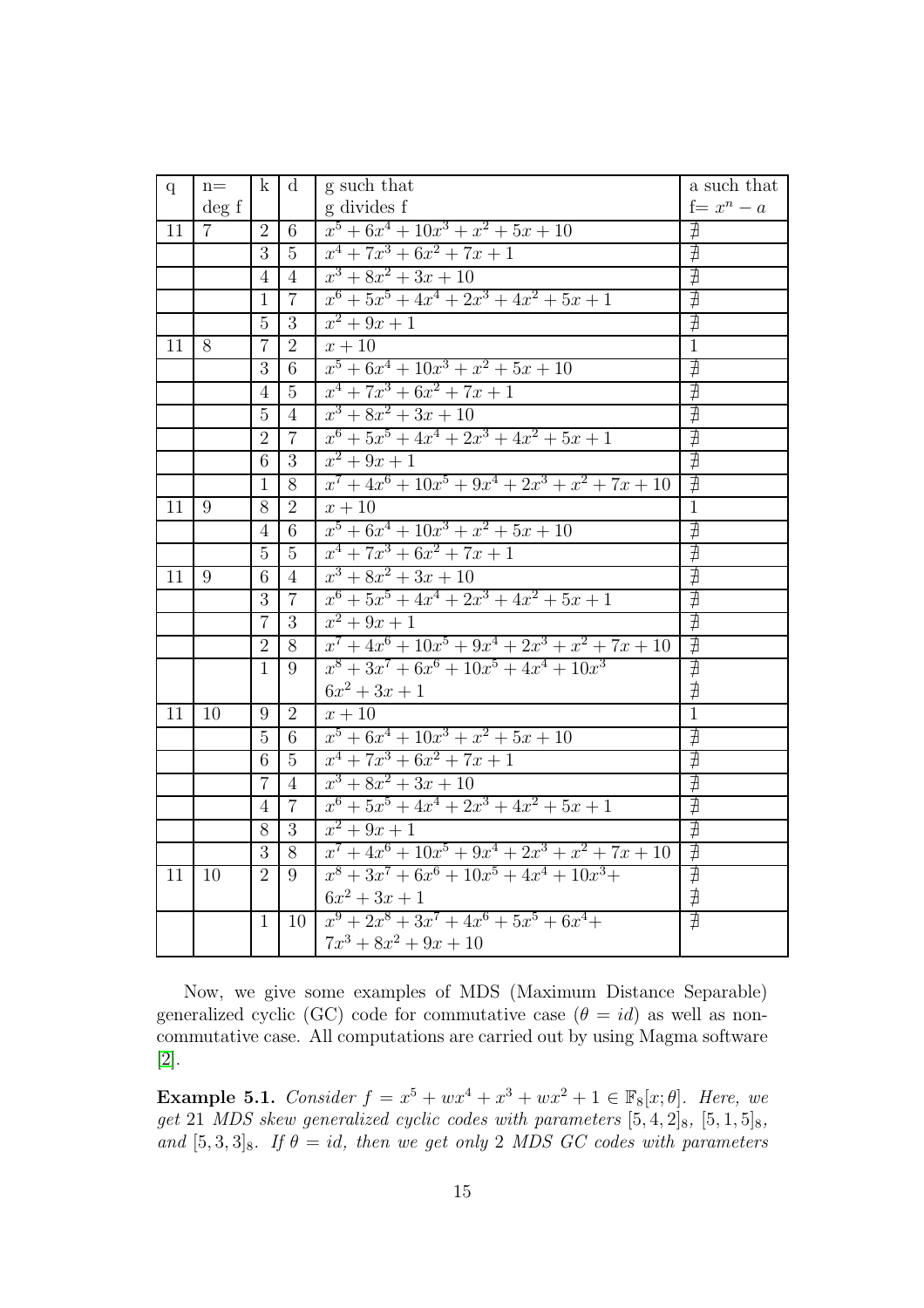| q | n= deg f | k | d | g such that g divides f | a such that f= $x^n - a$ |
|---|---|---|---|---|---|
| 11 | 7 | 2 | 6 | $x^5 + 6x^4 + 10x^3 + x^2 + 5x + 10$ | $\nexists$ |
| | | 3 | 5 | $x^4 + 7x^3 + 6x^2 + 7x + 1$ | $\nexists$ |
| | | 4 | 4 | $x^3 + 8x^2 + 3x + 10$ | $\nexists$ |
| | | 1 | 7 | $x^6 + 5x^5 + 4x^4 + 2x^3 + 4x^2 + 5x + 1$ | $\nexists$ |
| | | 5 | 3 | $x^2 + 9x + 1$ | $\nexists$ |
| 11 | 8 | 7 | 2 | $x + 10$ | 1 |
| | | 3 | 6 | $x^5 + 6x^4 + 10x^3 + x^2 + 5x + 10$ | $\nexists$ |
| | | 4 | 5 | $x^4 + 7x^3 + 6x^2 + 7x + 1$ | $\nexists$ |
| | | 5 | 4 | $x^3 + 8x^2 + 3x + 10$ | $\nexists$ |
| | | 2 | 7 | $x^6 + 5x^5 + 4x^4 + 2x^3 + 4x^2 + 5x + 1$ | $\nexists$ |
| | | 6 | 3 | $x^2 + 9x + 1$ | $\nexists$ |
| | | 1 | 8 | $x^7 + 4x^6 + 10x^5 + 9x^4 + 2x^3 + x^2 + 7x + 10$ | $\nexists$ |
| 11 | 9 | 8 | 2 | $x + 10$ | 1 |
| | | 4 | 6 | $x^5 + 6x^4 + 10x^3 + x^2 + 5x + 10$ | $\nexists$ |
| | | 5 | 5 | $x^4 + 7x^3 + 6x^2 + 7x + 1$ | $\nexists$ |
| 11 | 9 | 6 | 4 | $x^3 + 8x^2 + 3x + 10$ | $\nexists$ |
| | | 3 | 7 | $x^6 + 5x^5 + 4x^4 + 2x^3 + 4x^2 + 5x + 1$ | $\nexists$ |
| | | 7 | 3 | $x^2 + 9x + 1$ | $\nexists$ |
| | | 2 | 8 | $x^7 + 4x^6 + 10x^5 + 9x^4 + 2x^3 + x^2 + 7x + 10$ | $\nexists$ |
| | | 1 | 9 | $x^8 + 3x^7 + 6x^6 + 10x^5 + 4x^4 + 10x^3$ $6x^2 + 3x + 1$ | $\nexists$ $\nexists$ |
| 11 | 10 | 9 | 2 | $x + 10$ | 1 |
| | | 5 | 6 | $x^5 + 6x^4 + 10x^3 + x^2 + 5x + 10$ | $\nexists$ |
| | | 6 | 5 | $x^4 + 7x^3 + 6x^2 + 7x + 1$ | $\nexists$ |
| | | 7 | 4 | $x^3 + 8x^2 + 3x + 10$ | $\nexists$ |
| | | 4 | 7 | $x^6 + 5x^5 + 4x^4 + 2x^3 + 4x^2 + 5x + 1$ | $\nexists$ |
| | | 8 | 3 | $x^2 + 9x + 1$ | $\nexists$ |
| | | 3 | 8 | $x^7 + 4x^6 + 10x^5 + 9x^4 + 2x^3 + x^2 + 7x + 10$ | $\nexists$ |
| 11 | 10 | 2 | 9 | $x^8 + 3x^7 + 6x^6 + 10x^5 + 4x^4 + 10x^3 +$ $6x^2 + 3x + 1$ | $\nexists$ $\nexists$ |
| | | 1 | 10 | $x^9 + 2x^8 + 3x^7 + 4x^6 + 5x^5 + 6x^4 +$ $7x^3 + 8x^2 + 9x + 10$ | $\nexists$ |

Now, we give some examples of MDS (Maximum Distance Separable) generalized cyclic (GC) code for commutative case ($\theta = id$) as well as noncommutative case. All computations are carried out by using Magma software [2].

**Example 5.1.** *Consider $f = x^5 + wx^4 + x^3 + wx^2 + 1 \in \mathbb{F}_8[x;\theta]$. Here, we get 21 MDS skew generalized cyclic codes with parameters $[5, 4, 2]_8$, $[5, 1, 5]_8$, and $[5, 3, 3]_8$. If $\theta = id$, then we get only 2 MDS GC codes with parameters*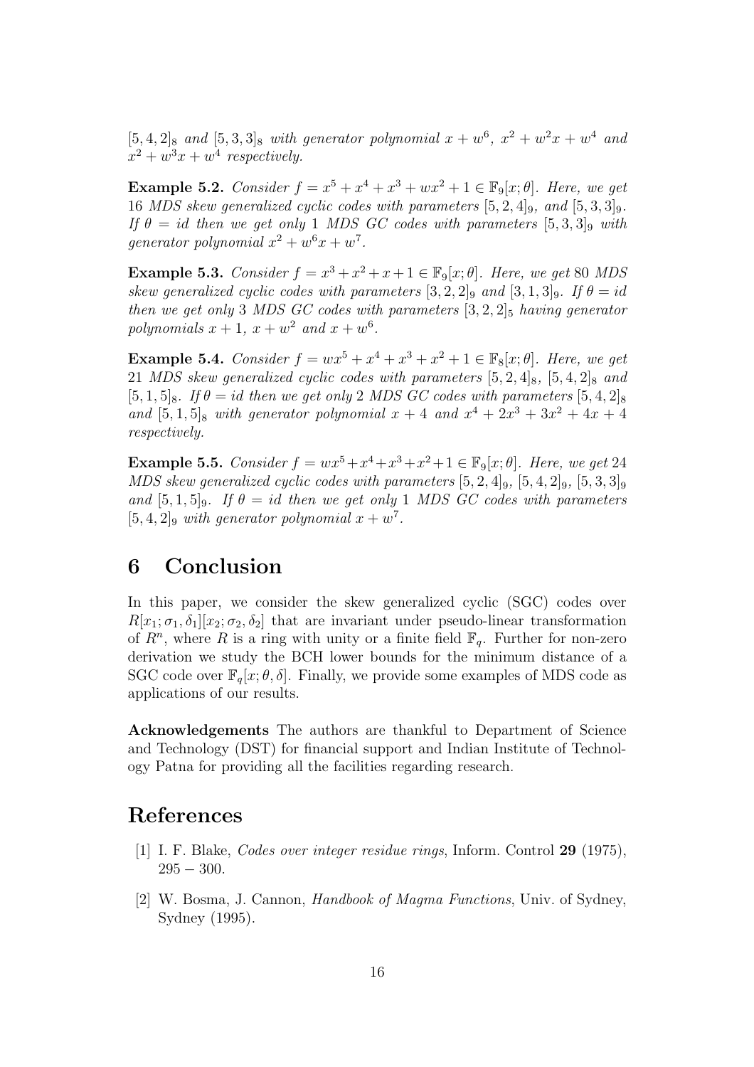$[5,4,2]_8$ *and* $[5,3,3]_8$ *with generator polynomial* $x+w^6$*,* $x^2+w^2x+w^4$ *and* $x^2+w^3x+w^4$ *respectively.*

**Example 5.2.** *Consider* $f = x^5+x^4+x^3+wx^2+1 \in \mathbb{F}_9[x;\theta]$*. Here, we get* 16 *MDS skew generalized cyclic codes with parameters* $[5,2,4]_9$*, and* $[5,3,3]_9$*. If* $\theta = id$ *then we get only* 1 *MDS GC codes with parameters* $[5,3,3]_9$ *with generator polynomial* $x^2+w^6x+w^7$*.*

**Example 5.3.** *Consider* $f = x^3+x^2+x+1 \in \mathbb{F}_9[x;\theta]$*. Here, we get* 80 *MDS skew generalized cyclic codes with parameters* $[3,2,2]_9$ *and* $[3,1,3]_9$*. If* $\theta = id$ *then we get only* 3 *MDS GC codes with parameters* $[3,2,2]_5$ *having generator polynomials* $x+1$*,* $x+w^2$ *and* $x+w^6$*.*

**Example 5.4.** *Consider* $f = wx^5+x^4+x^3+x^2+1 \in \mathbb{F}_8[x;\theta]$*. Here, we get* 21 *MDS skew generalized cyclic codes with parameters* $[5,2,4]_8$*,* $[5,4,2]_8$ *and* $[5,1,5]_8$*. If* $\theta = id$ *then we get only* 2 *MDS GC codes with parameters* $[5,4,2]_8$ *and* $[5,1,5]_8$ *with generator polynomial* $x+4$ *and* $x^4+2x^3+3x^2+4x+4$ *respectively.*

**Example 5.5.** *Consider* $f = wx^5+x^4+x^3+x^2+1 \in \mathbb{F}_9[x;\theta]$*. Here, we get* 24 *MDS skew generalized cyclic codes with parameters* $[5,2,4]_9$*,* $[5,4,2]_9$*,* $[5,3,3]_9$ *and* $[5,1,5]_9$*. If* $\theta = id$ *then we get only* 1 *MDS GC codes with parameters* $[5,4,2]_9$ *with generator polynomial* $x+w^7$*.*

# 6 Conclusion

In this paper, we consider the skew generalized cyclic (SGC) codes over $R[x_1;\sigma_1,\delta_1][x_2;\sigma_2,\delta_2]$ that are invariant under pseudo-linear transformation of $R^n$, where $R$ is a ring with unity or a finite field $\mathbb{F}_q$. Further for non-zero derivation we study the BCH lower bounds for the minimum distance of a SGC code over $\mathbb{F}_q[x;\theta,\delta]$. Finally, we provide some examples of MDS code as applications of our results.

**Acknowledgements** The authors are thankful to Department of Science and Technology (DST) for financial support and Indian Institute of Technology Patna for providing all the facilities regarding research.

# References

[1] I. F. Blake, *Codes over integer residue rings*, Inform. Control **29** (1975), $295-300$.

[2] W. Bosma, J. Cannon, *Handbook of Magma Functions*, Univ. of Sydney, Sydney (1995).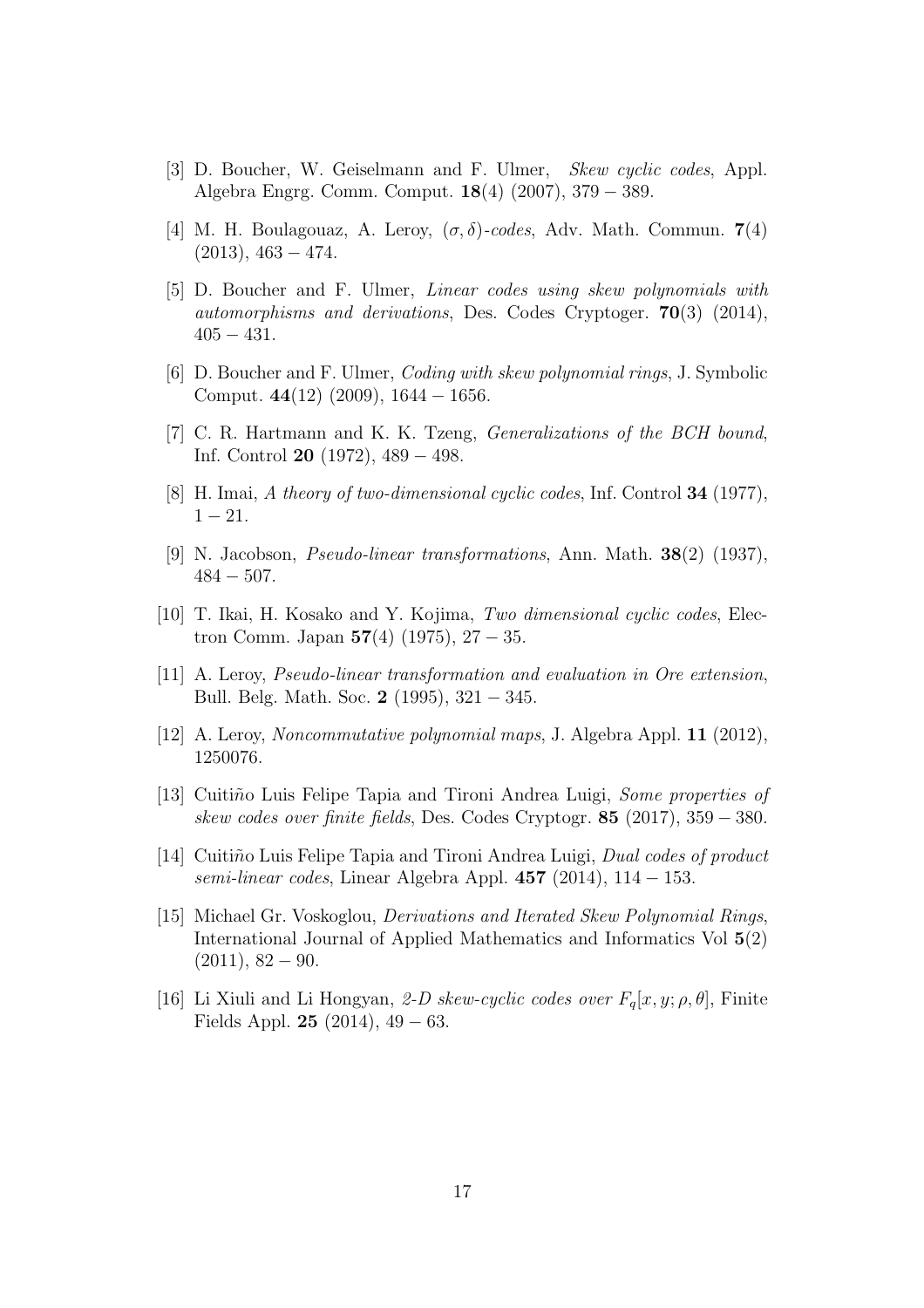[3] D. Boucher, W. Geiselmann and F. Ulmer, *Skew cyclic codes*, Appl. Algebra Engrg. Comm. Comput. **18**(4) (2007), $379 - 389$.

[4] M. H. Boulagouaz, A. Leroy, *$(\sigma, \delta)$-codes*, Adv. Math. Commun. **7**(4) (2013), $463 - 474$.

[5] D. Boucher and F. Ulmer, *Linear codes using skew polynomials with automorphisms and derivations*, Des. Codes Cryptoger. **70**(3) (2014), $405 - 431$.

[6] D. Boucher and F. Ulmer, *Coding with skew polynomial rings*, J. Symbolic Comput. **44**(12) (2009), $1644 - 1656$.

[7] C. R. Hartmann and K. K. Tzeng, *Generalizations of the BCH bound*, Inf. Control **20** (1972), $489 - 498$.

[8] H. Imai, *A theory of two-dimensional cyclic codes*, Inf. Control **34** (1977), $1 - 21$.

[9] N. Jacobson, *Pseudo-linear transformations*, Ann. Math. **38**(2) (1937), $484 - 507$.

[10] T. Ikai, H. Kosako and Y. Kojima, *Two dimensional cyclic codes*, Electron Comm. Japan **57**(4) (1975), $27 - 35$.

[11] A. Leroy, *Pseudo-linear transformation and evaluation in Ore extension*, Bull. Belg. Math. Soc. **2** (1995), $321 - 345$.

[12] A. Leroy, *Noncommutative polynomial maps*, J. Algebra Appl. **11** (2012), 1250076.

[13] Cuitiño Luis Felipe Tapia and Tironi Andrea Luigi, *Some properties of skew codes over finite fields*, Des. Codes Cryptogr. **85** (2017), $359 - 380$.

[14] Cuitiño Luis Felipe Tapia and Tironi Andrea Luigi, *Dual codes of product semi-linear codes*, Linear Algebra Appl. **457** (2014), $114 - 153$.

[15] Michael Gr. Voskoglou, *Derivations and Iterated Skew Polynomial Rings*, International Journal of Applied Mathematics and Informatics Vol **5**(2) (2011), $82 - 90$.

[16] Li Xiuli and Li Hongyan, *2-D skew-cyclic codes over $F_q[x, y; \rho, \theta]$*, Finite Fields Appl. **25** (2014), $49 - 63$.